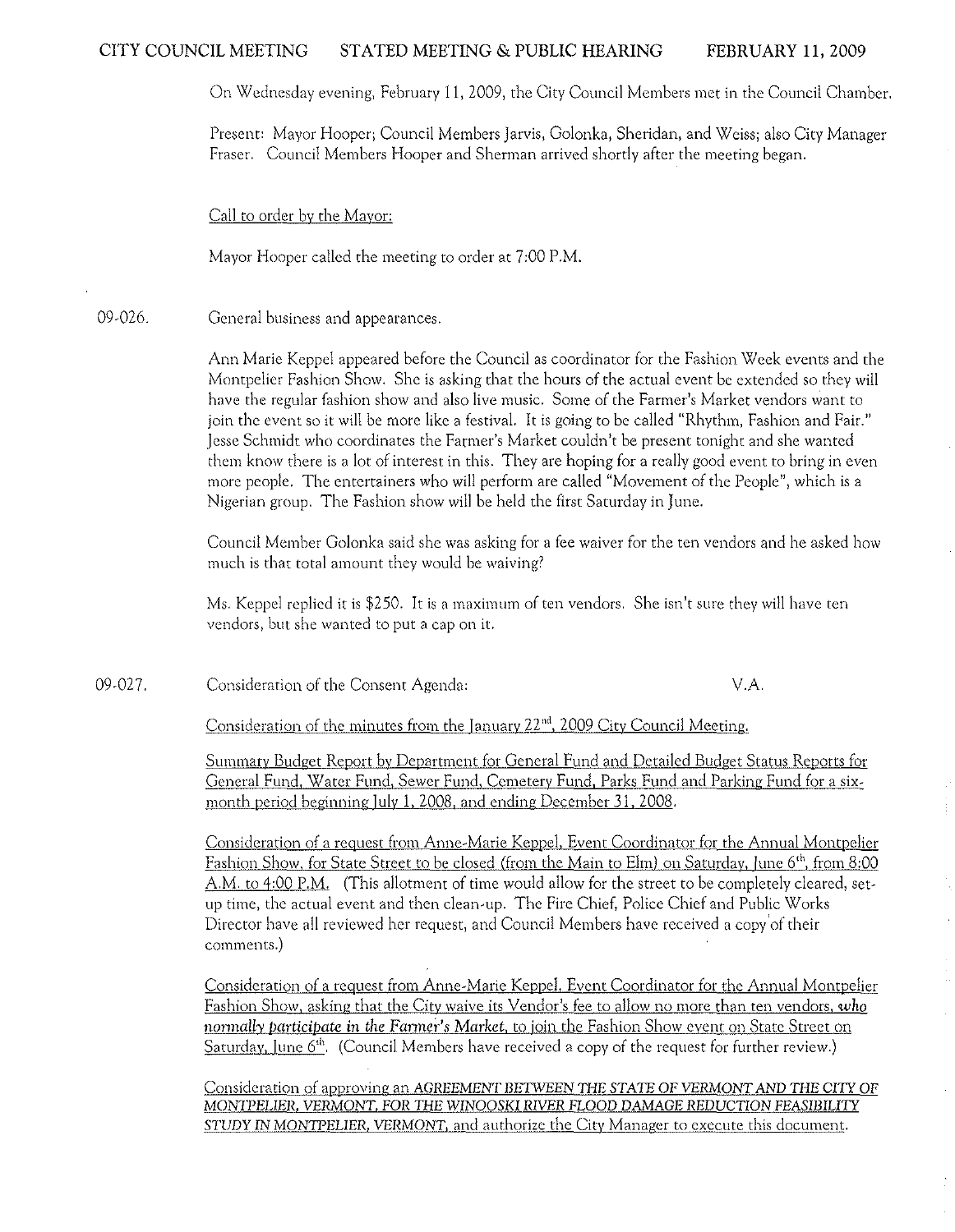# CITY COUNCIL MEETING STATED MEETING & PUBLIC HEARING FEBRUARY 11, 2009

On Wednesday evening, February 11, 2009, the City Council Members met in the Council Chamber.

Present: Mayor Hooper; Council Members Jarvis, Golonka, Sheridan, and Weiss; also City Manager Fraser. Council Members Hooper and Sherman arrived shortly after the meeting began.

Call to order by the Mayor:

Mayor Hooper called the meeting to order at 7:00 P.M.

09-026. General business and appearances.

Ann Marie Keppel appeared before the Council as coordinator for the Fashion Week events and the Montpelier Fashion Show. She is asking that the hours of the actual event be extended so they will have the regular fashion show and also live music. Some of the Farmer's Market vendors want to join the event so it will be more like a festival. It is going to be called "Rhythm, Fashion and Fair." Jesse Schmidt who coordinates the Farmer's Market couldn't be present tonight and she wanted them know there is a lot of interest in this. They are hoping for a really good event to bring in even more people. The entertainers who will perform are called "Movement of the People", which is a Nigerian group. The Fashion show will be held the first Saturday in June.

Council Member Golonka said she was asking for a fee waiver for the ten vendors and he asked how much is that total amount they would be waiving?

Ms. Keppel replied it is $250. It is a maximum of ten vendors. She isn't sure they will have ten vendors, but she wanted to put a cap on it.

09-027. Consideration of the Consent Agenda: V.A.

Consideration of the minutes from the January 22nd, 2009 City Council Meeting.

Summary Budget Report by Department for General Fund and Detailed Budget Status Reports for General Fund, Water Fund, Sewer Fund, Cemetery Fund, Parks Fund and Parking Fund for a six-month period beginning July 1, 2008, and ending December 31, 2008.

Consideration of a request from Anne-Marie Keppel, Event Coordinator for the Annual Montpelier Fashion Show, for State Street to be closed (from the Main to Elm) on Saturday, June 6th, from 8:00 A.M. to 4:00 P.M. (This allotment of time would allow for the street to be completely cleared, set-up time, the actual event and then clean-up. The Fire Chief, Police Chief and Public Works Director have all reviewed her request, and Council Members have received a copy of their comments.)

Consideration of a request from Anne-Marie Keppel, Event Coordinator for the Annual Montpelier Fashion Show, asking that the City waive its Vendor's fee to allow no more than ten vendors, ***who normally participate in the Farmer's Market***, to join the Fashion Show event on State Street on Saturday, June 6th. (Council Members have received a copy of the request for further review.)

Consideration of approving an *AGREEMENT BETWEEN THE STATE OF VERMONT AND THE CITY OF MONTPELIER, VERMONT, FOR THE WINOOSKI RIVER FLOOD DAMAGE REDUCTION FEASIBILITY STUDY IN MONTPELIER, VERMONT*, and authorize the City Manager to execute this document.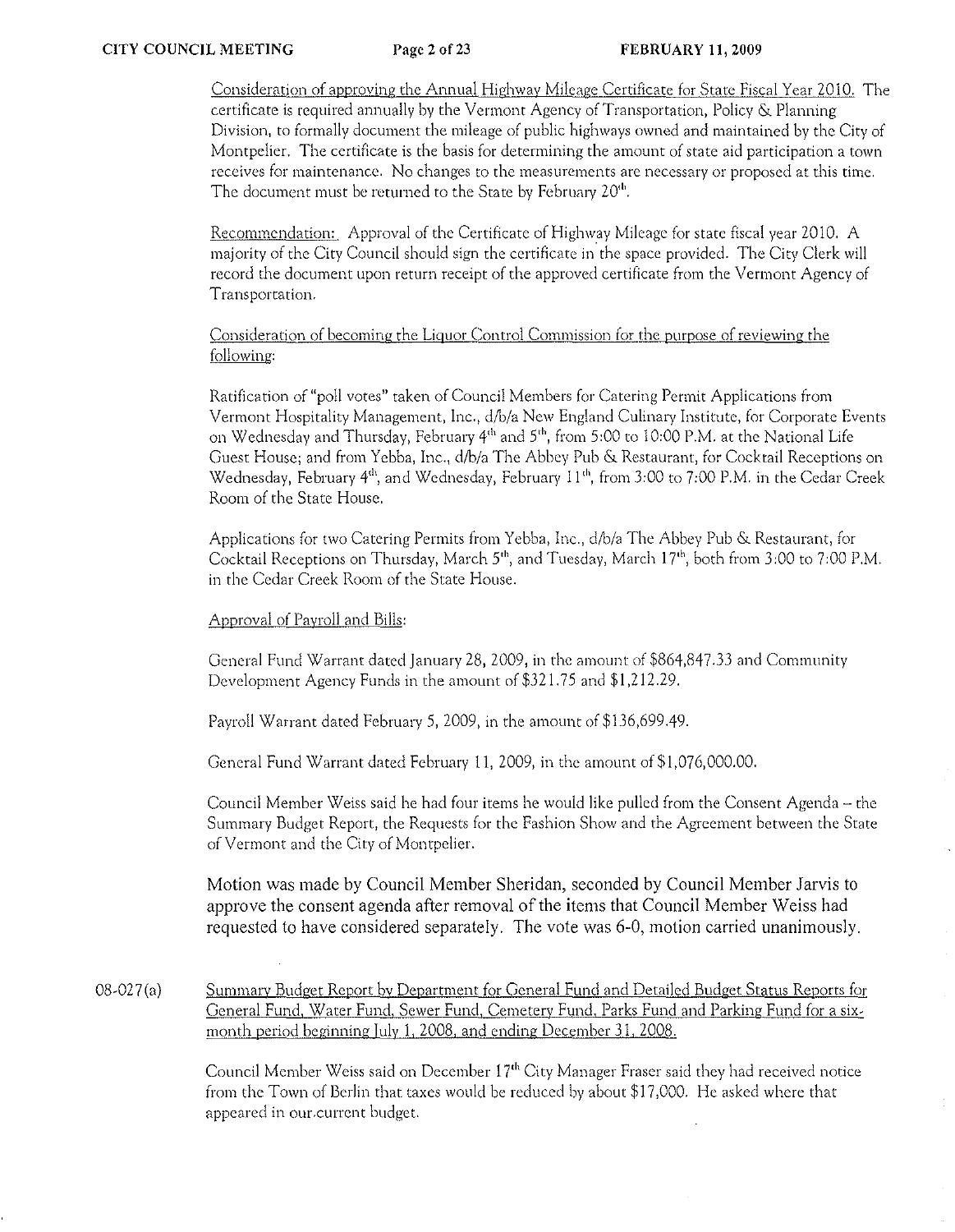Consideration of approving the Annual Highway Mileage Certificate for State Fiscal Year 2010. The certificate is required annually by the Vermont Agency of Transportation, Policy & Planning Division, to formally document the mileage of public highways owned and maintained by the City of Montpelier. The certificate is the basis for determining the amount of state aid participation a town receives for maintenance. No changes to the measurements are necessary or proposed at this time. The document must be returned to the State by February 20th.

Recommendation: Approval of the Certificate of Highway Mileage for state fiscal year 2010. A majority of the City Council should sign the certificate in the space provided. The City Clerk will record the document upon return receipt of the approved certificate from the Vermont Agency of Transportation.

Consideration of becoming the Liquor Control Commission for the purpose of reviewing the following:

Ratification of "poll votes" taken of Council Members for Catering Permit Applications from Vermont Hospitality Management, Inc., d/b/a New England Culinary Institute, for Corporate Events on Wednesday and Thursday, February 4th and 5th, from 5:00 to 10:00 P.M. at the National Life Guest House; and from Yebba, Inc., d/b/a The Abbey Pub & Restaurant, for Cocktail Receptions on Wednesday, February 4th, and Wednesday, February 11th, from 3:00 to 7:00 P.M. in the Cedar Creek Room of the State House.

Applications for two Catering Permits from Yebba, Inc., d/b/a The Abbey Pub & Restaurant, for Cocktail Receptions on Thursday, March 5th, and Tuesday, March 17th, both from 3:00 to 7:00 P.M. in the Cedar Creek Room of the State House.

Approval of Payroll and Bills:

General Fund Warrant dated January 28, 2009, in the amount of $864,847.33 and Community Development Agency Funds in the amount of $321.75 and $1,212.29.

Payroll Warrant dated February 5, 2009, in the amount of $136,699.49.

General Fund Warrant dated February 11, 2009, in the amount of $1,076,000.00.

Council Member Weiss said he had four items he would like pulled from the Consent Agenda – the Summary Budget Report, the Requests for the Fashion Show and the Agreement between the State of Vermont and the City of Montpelier.

Motion was made by Council Member Sheridan, seconded by Council Member Jarvis to approve the consent agenda after removal of the items that Council Member Weiss had requested to have considered separately. The vote was 6-0, motion carried unanimously.

08-027(a) Summary Budget Report by Department for General Fund and Detailed Budget Status Reports for General Fund, Water Fund, Sewer Fund, Cemetery Fund, Parks Fund and Parking Fund for a six-month period beginning July 1, 2008, and ending December 31, 2008.

Council Member Weiss said on December 17th City Manager Fraser said they had received notice from the Town of Berlin that taxes would be reduced by about $17,000. He asked where that appeared in our current budget.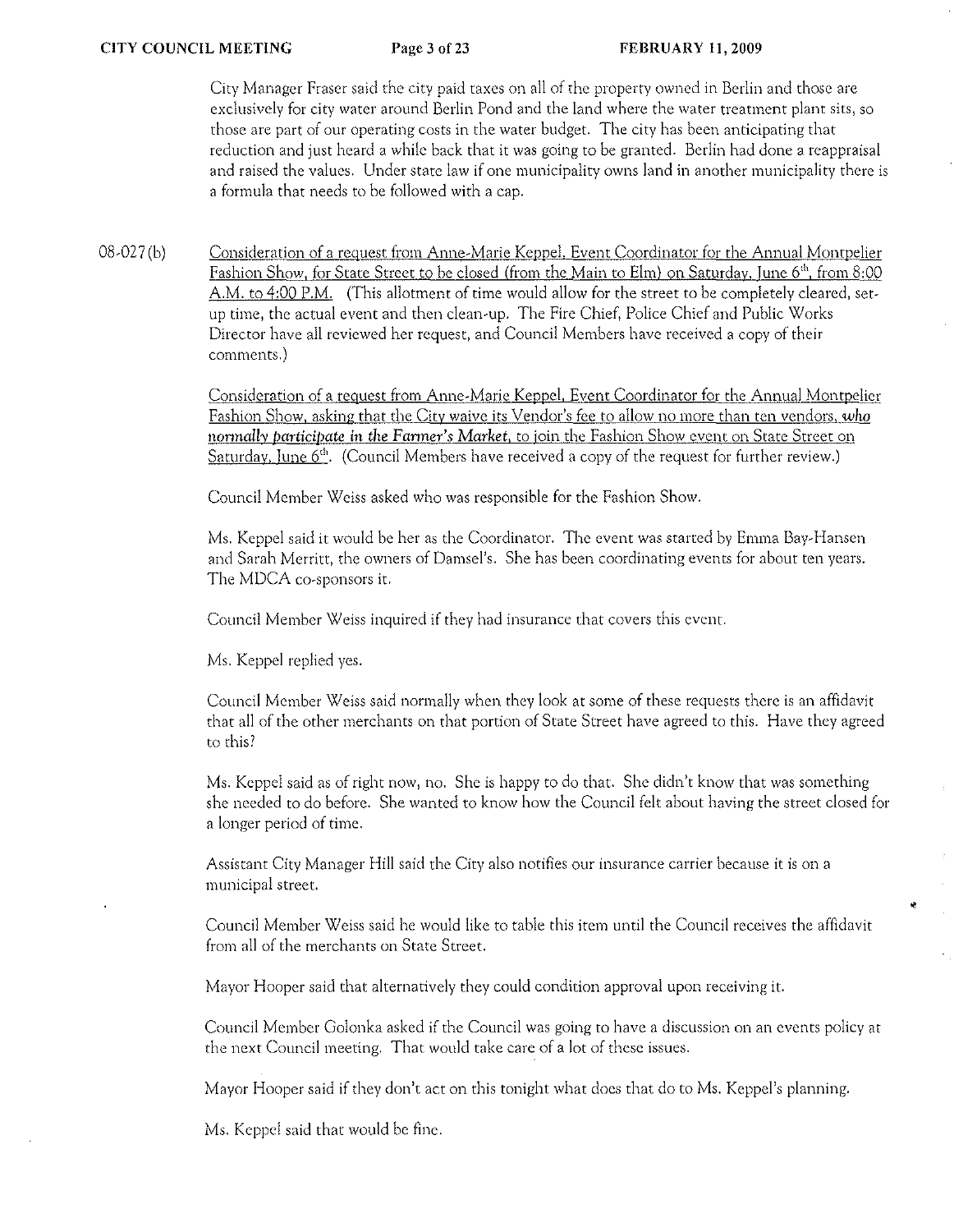City Manager Fraser said the city paid taxes on all of the property owned in Berlin and those are exclusively for city water around Berlin Pond and the land where the water treatment plant sits, so those are part of our operating costs in the water budget. The city has been anticipating that reduction and just heard a while back that it was going to be granted. Berlin had done a reappraisal and raised the values. Under state law if one municipality owns land in another municipality there is a formula that needs to be followed with a cap.

08-027(b) Consideration of a request from Anne-Marie Keppel, Event Coordinator for the Annual Montpelier Fashion Show, for State Street to be closed (from the Main to Elm) on Saturday, June 6th, from 8:00 A.M. to 4:00 P.M. (This allotment of time would allow for the street to be completely cleared, set-up time, the actual event and then clean-up. The Fire Chief, Police Chief and Public Works Director have all reviewed her request, and Council Members have received a copy of their comments.)

Consideration of a request from Anne-Marie Keppel, Event Coordinator for the Annual Montpelier Fashion Show, asking that the City waive its Vendor's fee to allow no more than ten vendors, ***who normally participate in the Farmer's Market***, to join the Fashion Show event on State Street on Saturday, June 6th. (Council Members have received a copy of the request for further review.)

Council Member Weiss asked who was responsible for the Fashion Show.

Ms. Keppel said it would be her as the Coordinator. The event was started by Emma Bay-Hansen and Sarah Merritt, the owners of Damsel's. She has been coordinating events for about ten years. The MDCA co-sponsors it.

Council Member Weiss inquired if they had insurance that covers this event.

Ms. Keppel replied yes.

Council Member Weiss said normally when they look at some of these requests there is an affidavit that all of the other merchants on that portion of State Street have agreed to this. Have they agreed to this?

Ms. Keppel said as of right now, no. She is happy to do that. She didn't know that was something she needed to do before. She wanted to know how the Council felt about having the street closed for a longer period of time.

Assistant City Manager Hill said the City also notifies our insurance carrier because it is on a municipal street.

Council Member Weiss said he would like to table this item until the Council receives the affidavit from all of the merchants on State Street.

Mayor Hooper said that alternatively they could condition approval upon receiving it.

Council Member Golonka asked if the Council was going to have a discussion on an events policy at the next Council meeting. That would take care of a lot of these issues.

Mayor Hooper said if they don't act on this tonight what does that do to Ms. Keppel's planning.

Ms. Keppel said that would be fine.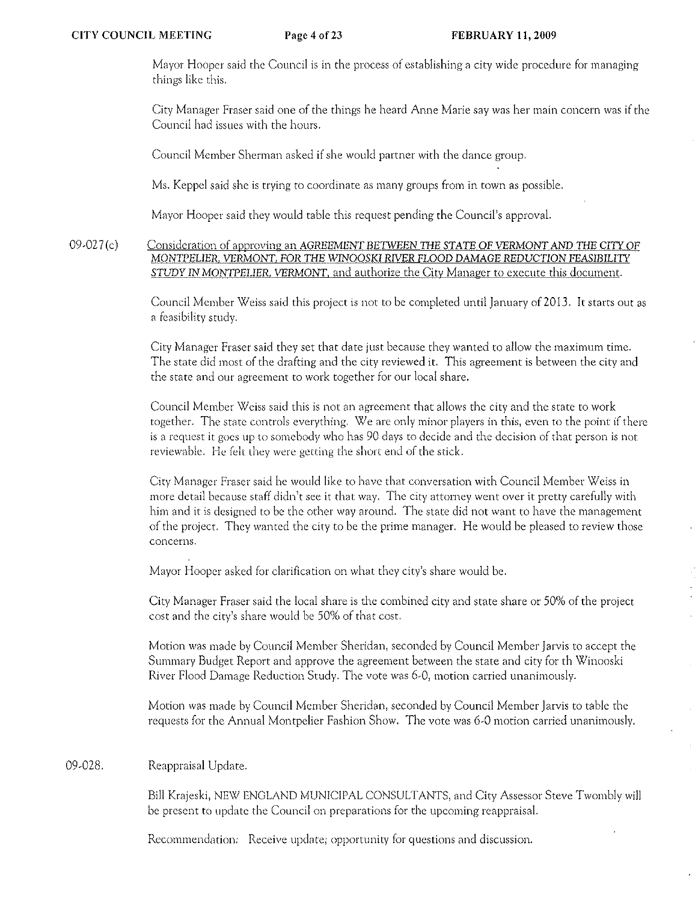Mayor Hooper said the Council is in the process of establishing a city wide procedure for managing things like this.

City Manager Fraser said one of the things he heard Anne Marie say was her main concern was if the Council had issues with the hours.

Council Member Sherman asked if she would partner with the dance group.

Ms. Keppel said she is trying to coordinate as many groups from in town as possible.

Mayor Hooper said they would table this request pending the Council's approval.

09-027(c) Consideration of approving an *AGREEMENT BETWEEN THE STATE OF VERMONT AND THE CITY OF MONTPELIER, VERMONT, FOR THE WINOOSKI RIVER FLOOD DAMAGE REDUCTION FEASIBILITY STUDY IN MONTPELIER, VERMONT*, and authorize the City Manager to execute this document.

Council Member Weiss said this project is not to be completed until January of 2013. It starts out as a feasibility study.

City Manager Fraser said they set that date just because they wanted to allow the maximum time. The state did most of the drafting and the city reviewed it. This agreement is between the city and the state and our agreement to work together for our local share.

Council Member Weiss said this is not an agreement that allows the city and the state to work together. The state controls everything. We are only minor players in this, even to the point if there is a request it goes up to somebody who has 90 days to decide and the decision of that person is not reviewable. He felt they were getting the short end of the stick.

City Manager Fraser said he would like to have that conversation with Council Member Weiss in more detail because staff didn't see it that way. The city attorney went over it pretty carefully with him and it is designed to be the other way around. The state did not want to have the management of the project. They wanted the city to be the prime manager. He would be pleased to review those concerns.

Mayor Hooper asked for clarification on what they city's share would be.

City Manager Fraser said the local share is the combined city and state share or 50% of the project cost and the city's share would be 50% of that cost.

Motion was made by Council Member Sheridan, seconded by Council Member Jarvis to accept the Summary Budget Report and approve the agreement between the state and city for th Winooski River Flood Damage Reduction Study. The vote was 6-0, motion carried unanimously.

Motion was made by Council Member Sheridan, seconded by Council Member Jarvis to table the requests for the Annual Montpelier Fashion Show. The vote was 6-0 motion carried unanimously.

09-028. Reappraisal Update.

Bill Krajeski, NEW ENGLAND MUNICIPAL CONSULTANTS, and City Assessor Steve Twombly will be present to update the Council on preparations for the upcoming reappraisal.

Recommendation: Receive update; opportunity for questions and discussion.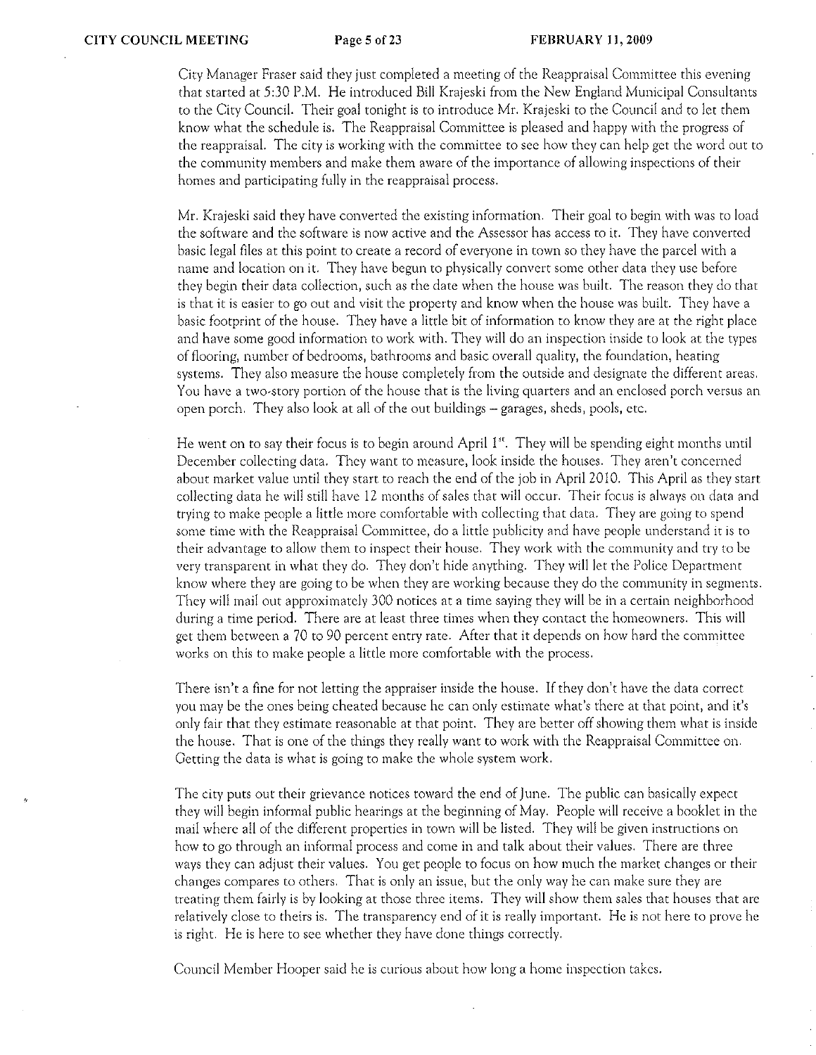City Manager Fraser said they just completed a meeting of the Reappraisal Committee this evening that started at 5:30 P.M. He introduced Bill Krajeski from the New England Municipal Consultants to the City Council. Their goal tonight is to introduce Mr. Krajeski to the Council and to let them know what the schedule is. The Reappraisal Committee is pleased and happy with the progress of the reappraisal. The city is working with the committee to see how they can help get the word out to the community members and make them aware of the importance of allowing inspections of their homes and participating fully in the reappraisal process.

Mr. Krajeski said they have converted the existing information. Their goal to begin with was to load the software and the software is now active and the Assessor has access to it. They have converted basic legal files at this point to create a record of everyone in town so they have the parcel with a name and location on it. They have begun to physically convert some other data they use before they begin their data collection, such as the date when the house was built. The reason they do that is that it is easier to go out and visit the property and know when the house was built. They have a basic footprint of the house. They have a little bit of information to know they are at the right place and have some good information to work with. They will do an inspection inside to look at the types of flooring, number of bedrooms, bathrooms and basic overall quality, the foundation, heating systems. They also measure the house completely from the outside and designate the different areas. You have a two-story portion of the house that is the living quarters and an enclosed porch versus an open porch. They also look at all of the out buildings – garages, sheds, pools, etc.

He went on to say their focus is to begin around April 1st. They will be spending eight months until December collecting data. They want to measure, look inside the houses. They aren't concerned about market value until they start to reach the end of the job in April 2010. This April as they start collecting data he will still have 12 months of sales that will occur. Their focus is always on data and trying to make people a little more comfortable with collecting that data. They are going to spend some time with the Reappraisal Committee, do a little publicity and have people understand it is to their advantage to allow them to inspect their house. They work with the community and try to be very transparent in what they do. They don't hide anything. They will let the Police Department know where they are going to be when they are working because they do the community in segments. They will mail out approximately 300 notices at a time saying they will be in a certain neighborhood during a time period. There are at least three times when they contact the homeowners. This will get them between a 70 to 90 percent entry rate. After that it depends on how hard the committee works on this to make people a little more comfortable with the process.

There isn't a fine for not letting the appraiser inside the house. If they don't have the data correct you may be the ones being cheated because he can only estimate what's there at that point, and it's only fair that they estimate reasonable at that point. They are better off showing them what is inside the house. That is one of the things they really want to work with the Reappraisal Committee on. Getting the data is what is going to make the whole system work.

The city puts out their grievance notices toward the end of June. The public can basically expect they will begin informal public hearings at the beginning of May. People will receive a booklet in the mail where all of the different properties in town will be listed. They will be given instructions on how to go through an informal process and come in and talk about their values. There are three ways they can adjust their values. You get people to focus on how much the market changes or their changes compares to others. That is only an issue, but the only way he can make sure they are treating them fairly is by looking at those three items. They will show them sales that houses that are relatively close to theirs is. The transparency end of it is really important. He is not here to prove he is right. He is here to see whether they have done things correctly.

Council Member Hooper said he is curious about how long a home inspection takes.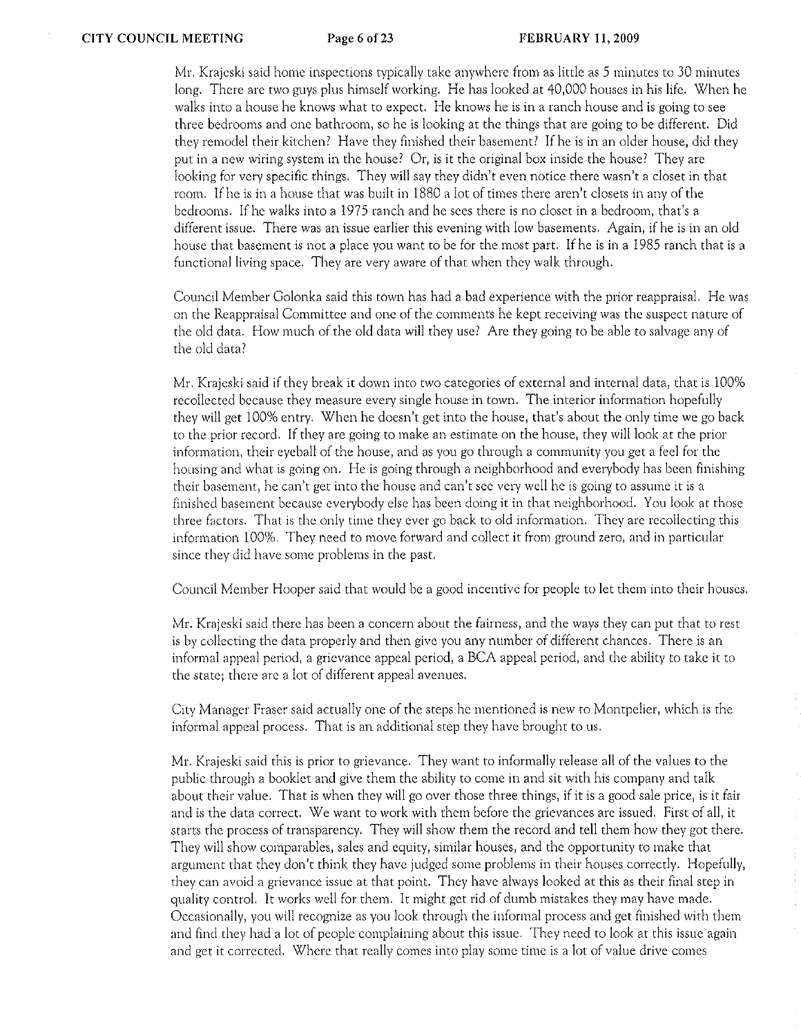Mr. Krajeski said home inspections typically take anywhere from as little as 5 minutes to 30 minutes long. There are two guys plus himself working. He has looked at 40,000 houses in his life. When he walks into a house he knows what to expect. He knows he is in a ranch house and is going to see three bedrooms and one bathroom, so he is looking at the things that are going to be different. Did they remodel their kitchen? Have they finished their basement? If he is in an older house, did they put in a new wiring system in the house? Or, is it the original box inside the house? They are looking for very specific things. They will say they didn't even notice there wasn't a closet in that room. If he is in a house that was built in 1880 a lot of times there aren't closets in any of the bedrooms. If he walks into a 1975 ranch and he sees there is no closet in a bedroom, that's a different issue. There was an issue earlier this evening with low basements. Again, if he is in an old house that basement is not a place you want to be for the most part. If he is in a 1985 ranch that is a functional living space. They are very aware of that when they walk through.

Council Member Golonka said this town has had a bad experience with the prior reappraisal. He was on the Reappraisal Committee and one of the comments he kept receiving was the suspect nature of the old data. How much of the old data will they use? Are they going to be able to salvage any of the old data?

Mr. Krajeski said if they break it down into two categories of external and internal data, that is 100% recollected because they measure every single house in town. The interior information hopefully they will get 100% entry. When he doesn't get into the house, that's about the only time we go back to the prior record. If they are going to make an estimate on the house, they will look at the prior information, their eyeball of the house, and as you go through a community you get a feel for the housing and what is going on. He is going through a neighborhood and everybody has been finishing their basement, he can't get into the house and can't see very well he is going to assume it is a finished basement because everybody else has been doing it in that neighborhood. You look at those three factors. That is the only time they ever go back to old information. They are recollecting this information 100%. They need to move forward and collect it from ground zero, and in particular since they did have some problems in the past.

Council Member Hooper said that would be a good incentive for people to let them into their houses.

Mr. Krajeski said there has been a concern about the fairness, and the ways they can put that to rest is by collecting the data properly and then give you any number of different chances. There is an informal appeal period, a grievance appeal period, a BCA appeal period, and the ability to take it to the state; there are a lot of different appeal avenues.

City Manager Fraser said actually one of the steps he mentioned is new to Montpelier, which is the informal appeal process. That is an additional step they have brought to us.

Mr. Krajeski said this is prior to grievance. They want to informally release all of the values to the public through a booklet and give them the ability to come in and sit with his company and talk about their value. That is when they will go over those three things, if it is a good sale price, is it fair and is the data correct. We want to work with them before the grievances are issued. First of all, it starts the process of transparency. They will show them the record and tell them how they got there. They will show comparables, sales and equity, similar houses, and the opportunity to make that argument that they don't think they have judged some problems in their houses correctly. Hopefully, they can avoid a grievance issue at that point. They have always looked at this as their final step in quality control. It works well for them. It might get rid of dumb mistakes they may have made. Occasionally, you will recognize as you look through the informal process and get finished with them and find they had a lot of people complaining about this issue. They need to look at this issue again and get it corrected. Where that really comes into play some time is a lot of value drive comes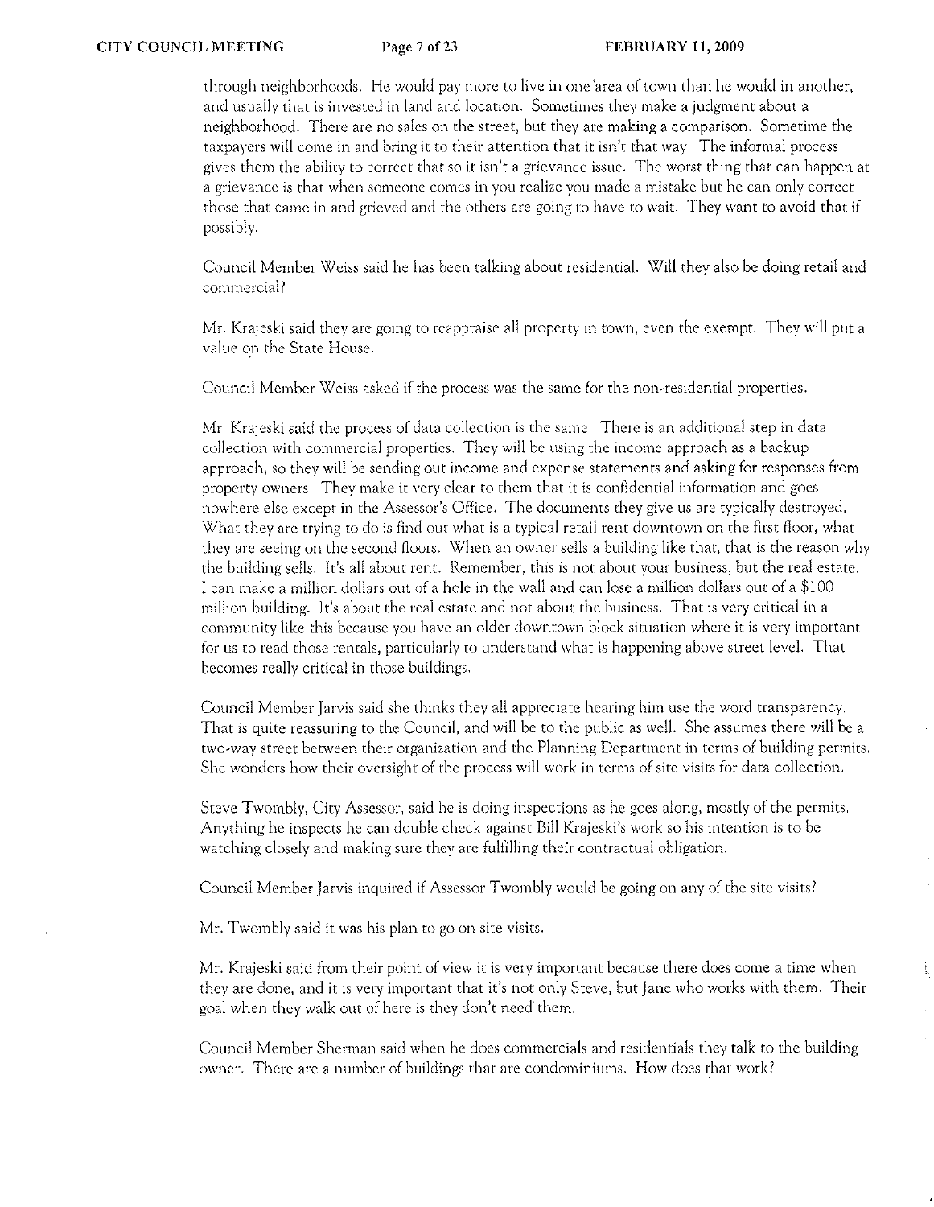through neighborhoods. He would pay more to live in one area of town than he would in another, and usually that is invested in land and location. Sometimes they make a judgment about a neighborhood. There are no sales on the street, but they are making a comparison. Sometime the taxpayers will come in and bring it to their attention that it isn't that way. The informal process gives them the ability to correct that so it isn't a grievance issue. The worst thing that can happen at a grievance is that when someone comes in you realize you made a mistake but he can only correct those that came in and grieved and the others are going to have to wait. They want to avoid that if possibly.

Council Member Weiss said he has been talking about residential. Will they also be doing retail and commercial?

Mr. Krajeski said they are going to reappraise all property in town, even the exempt. They will put a value on the State House.

Council Member Weiss asked if the process was the same for the non-residential properties.

Mr. Krajeski said the process of data collection is the same. There is an additional step in data collection with commercial properties. They will be using the income approach as a backup approach, so they will be sending out income and expense statements and asking for responses from property owners. They make it very clear to them that it is confidential information and goes nowhere else except in the Assessor's Office. The documents they give us are typically destroyed. What they are trying to do is find out what is a typical retail rent downtown on the first floor, what they are seeing on the second floors. When an owner sells a building like that, that is the reason why the building sells. It's all about rent. Remember, this is not about your business, but the real estate. I can make a million dollars out of a hole in the wall and can lose a million dollars out of a $100 million building. It's about the real estate and not about the business. That is very critical in a community like this because you have an older downtown block situation where it is very important for us to read those rentals, particularly to understand what is happening above street level. That becomes really critical in those buildings.

Council Member Jarvis said she thinks they all appreciate hearing him use the word transparency. That is quite reassuring to the Council, and will be to the public as well. She assumes there will be a two-way street between their organization and the Planning Department in terms of building permits. She wonders how their oversight of the process will work in terms of site visits for data collection.

Steve Twombly, City Assessor, said he is doing inspections as he goes along, mostly of the permits. Anything he inspects he can double check against Bill Krajeski's work so his intention is to be watching closely and making sure they are fulfilling their contractual obligation.

Council Member Jarvis inquired if Assessor Twombly would be going on any of the site visits?

Mr. Twombly said it was his plan to go on site visits.

Mr. Krajeski said from their point of view it is very important because there does come a time when they are done, and it is very important that it's not only Steve, but Jane who works with them. Their goal when they walk out of here is they don't need them.

Council Member Sherman said when he does commercials and residentials they talk to the building owner. There are a number of buildings that are condominiums. How does that work?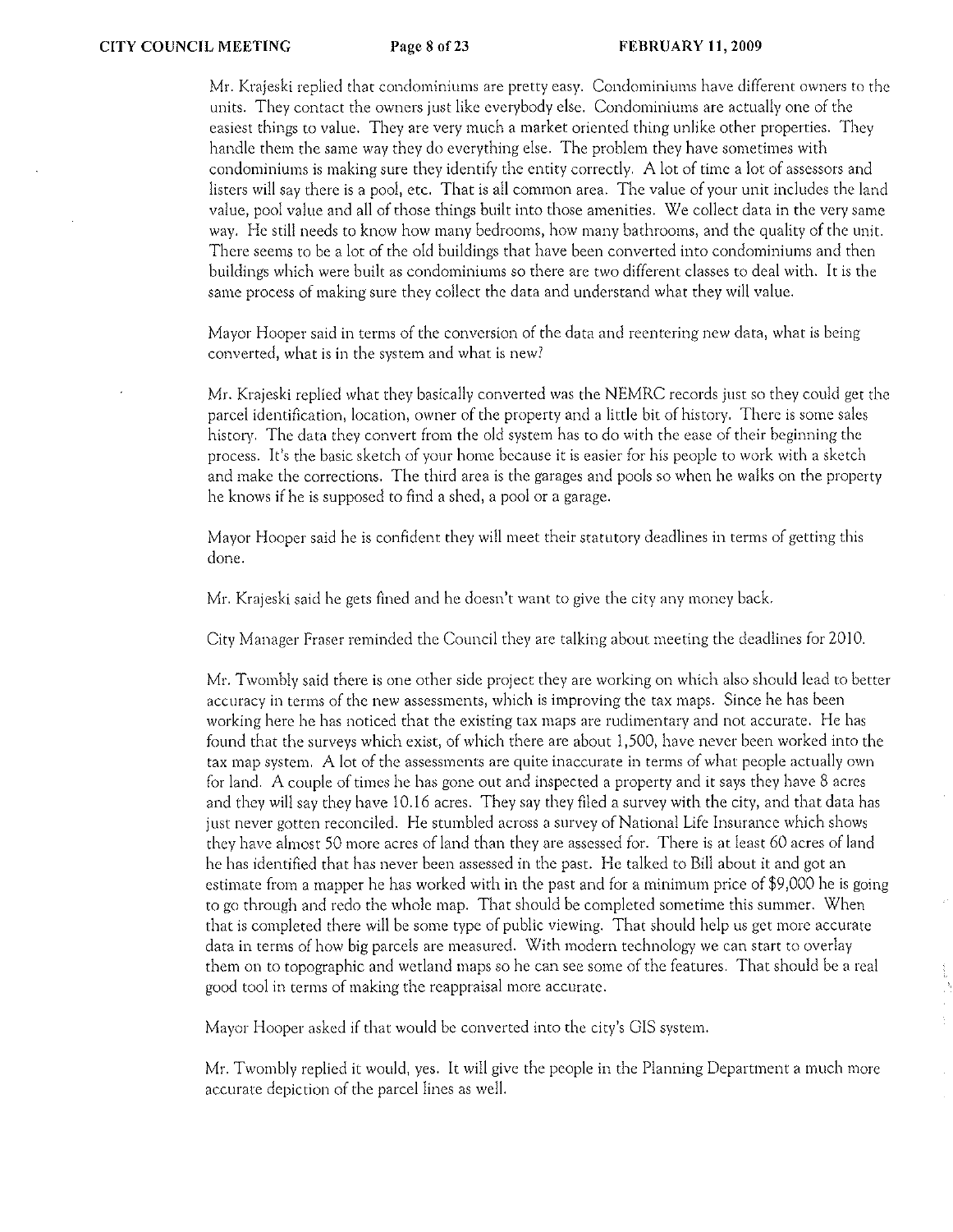Mr. Krajeski replied that condominiums are pretty easy. Condominiums have different owners to the units. They contact the owners just like everybody else. Condominiums are actually one of the easiest things to value. They are very much a market oriented thing unlike other properties. They handle them the same way they do everything else. The problem they have sometimes with condominiums is making sure they identify the entity correctly. A lot of time a lot of assessors and listers will say there is a pool, etc. That is all common area. The value of your unit includes the land value, pool value and all of those things built into those amenities. We collect data in the very same way. He still needs to know how many bedrooms, how many bathrooms, and the quality of the unit. There seems to be a lot of the old buildings that have been converted into condominiums and then buildings which were built as condominiums so there are two different classes to deal with. It is the same process of making sure they collect the data and understand what they will value.

Mayor Hooper said in terms of the conversion of the data and reentering new data, what is being converted, what is in the system and what is new?

Mr. Krajeski replied what they basically converted was the NEMRC records just so they could get the parcel identification, location, owner of the property and a little bit of history. There is some sales history. The data they convert from the old system has to do with the ease of their beginning the process. It's the basic sketch of your home because it is easier for his people to work with a sketch and make the corrections. The third area is the garages and pools so when he walks on the property he knows if he is supposed to find a shed, a pool or a garage.

Mayor Hooper said he is confident they will meet their statutory deadlines in terms of getting this done.

Mr. Krajeski said he gets fined and he doesn't want to give the city any money back.

City Manager Fraser reminded the Council they are talking about meeting the deadlines for 2010.

Mr. Twombly said there is one other side project they are working on which also should lead to better accuracy in terms of the new assessments, which is improving the tax maps. Since he has been working here he has noticed that the existing tax maps are rudimentary and not accurate. He has found that the surveys which exist, of which there are about 1,500, have never been worked into the tax map system. A lot of the assessments are quite inaccurate in terms of what people actually own for land. A couple of times he has gone out and inspected a property and it says they have 8 acres and they will say they have 10.16 acres. They say they filed a survey with the city, and that data has just never gotten reconciled. He stumbled across a survey of National Life Insurance which shows they have almost 50 more acres of land than they are assessed for. There is at least 60 acres of land he has identified that has never been assessed in the past. He talked to Bill about it and got an estimate from a mapper he has worked with in the past and for a minimum price of $9,000 he is going to go through and redo the whole map. That should be completed sometime this summer. When that is completed there will be some type of public viewing. That should help us get more accurate data in terms of how big parcels are measured. With modern technology we can start to overlay them on to topographic and wetland maps so he can see some of the features. That should be a real good tool in terms of making the reappraisal more accurate.

Mayor Hooper asked if that would be converted into the city's GIS system.

Mr. Twombly replied it would, yes. It will give the people in the Planning Department a much more accurate depiction of the parcel lines as well.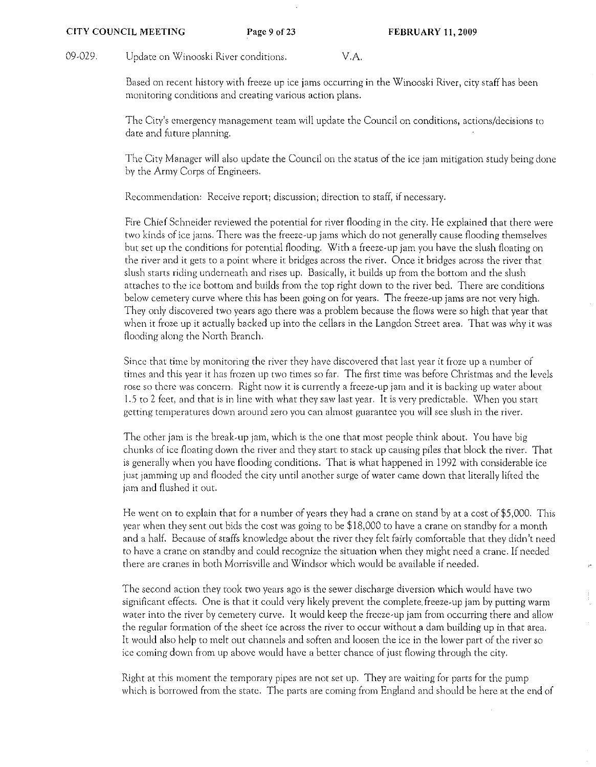09-029. Update on Winooski River conditions. V.A.

Based on recent history with freeze up ice jams occurring in the Winooski River, city staff has been monitoring conditions and creating various action plans.

The City's emergency management team will update the Council on conditions, actions/decisions to date and future planning.

The City Manager will also update the Council on the status of the ice jam mitigation study being done by the Army Corps of Engineers.

Recommendation: Receive report; discussion; direction to staff, if necessary.

Fire Chief Schneider reviewed the potential for river flooding in the city. He explained that there were two kinds of ice jams. There was the freeze-up jams which do not generally cause flooding themselves but set up the conditions for potential flooding. With a freeze-up jam you have the slush floating on the river and it gets to a point where it bridges across the river. Once it bridges across the river that slush starts riding underneath and rises up. Basically, it builds up from the bottom and the slush attaches to the ice bottom and builds from the top right down to the river bed. There are conditions below cemetery curve where this has been going on for years. The freeze-up jams are not very high. They only discovered two years ago there was a problem because the flows were so high that year that when it froze up it actually backed up into the cellars in the Langdon Street area. That was why it was flooding along the North Branch.

Since that time by monitoring the river they have discovered that last year it froze up a number of times and this year it has frozen up two times so far. The first time was before Christmas and the levels rose so there was concern. Right now it is currently a freeze-up jam and it is backing up water about 1.5 to 2 feet, and that is in line with what they saw last year. It is very predictable. When you start getting temperatures down around zero you can almost guarantee you will see slush in the river.

The other jam is the break-up jam, which is the one that most people think about. You have big chunks of ice floating down the river and they start to stack up causing piles that block the river. That is generally when you have flooding conditions. That is what happened in 1992 with considerable ice just jamming up and flooded the city until another surge of water came down that literally lifted the jam and flushed it out.

He went on to explain that for a number of years they had a crane on stand by at a cost of $5,000. This year when they sent out bids the cost was going to be $18,000 to have a crane on standby for a month and a half. Because of staffs knowledge about the river they felt fairly comfortable that they didn't need to have a crane on standby and could recognize the situation when they might need a crane. If needed there are cranes in both Morrisville and Windsor which would be available if needed.

The second action they took two years ago is the sewer discharge diversion which would have two significant effects. One is that it could very likely prevent the complete freeze-up jam by putting warm water into the river by cemetery curve. It would keep the freeze-up jam from occurring there and allow the regular formation of the sheet ice across the river to occur without a dam building up in that area. It would also help to melt out channels and soften and loosen the ice in the lower part of the river so ice coming down from up above would have a better chance of just flowing through the city.

Right at this moment the temporary pipes are not set up. They are waiting for parts for the pump which is borrowed from the state. The parts are coming from England and should be here at the end of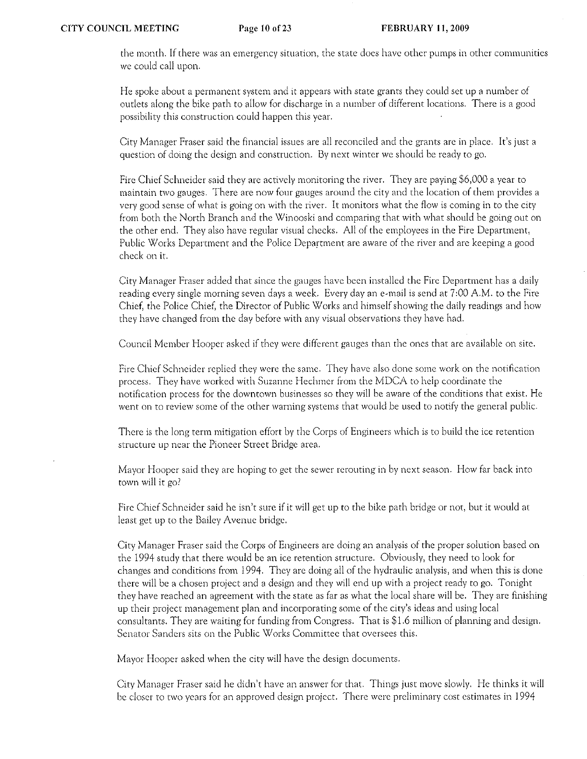the month. If there was an emergency situation, the state does have other pumps in other communities we could call upon.

He spoke about a permanent system and it appears with state grants they could set up a number of outlets along the bike path to allow for discharge in a number of different locations. There is a good possibility this construction could happen this year.

City Manager Fraser said the financial issues are all reconciled and the grants are in place. It's just a question of doing the design and construction. By next winter we should be ready to go.

Fire Chief Schneider said they are actively monitoring the river. They are paying $6,000 a year to maintain two gauges. There are now four gauges around the city and the location of them provides a very good sense of what is going on with the river. It monitors what the flow is coming in to the city from both the North Branch and the Winooski and comparing that with what should be going out on the other end. They also have regular visual checks. All of the employees in the Fire Department, Public Works Department and the Police Department are aware of the river and are keeping a good check on it.

City Manager Fraser added that since the gauges have been installed the Fire Department has a daily reading every single morning seven days a week. Every day an e-mail is send at 7:00 A.M. to the Fire Chief, the Police Chief, the Director of Public Works and himself showing the daily readings and how they have changed from the day before with any visual observations they have had.

Council Member Hooper asked if they were different gauges than the ones that are available on site.

Fire Chief Schneider replied they were the same. They have also done some work on the notification process. They have worked with Suzanne Hechmer from the MDCA to help coordinate the notification process for the downtown businesses so they will be aware of the conditions that exist. He went on to review some of the other warning systems that would be used to notify the general public.

There is the long term mitigation effort by the Corps of Engineers which is to build the ice retention structure up near the Pioneer Street Bridge area.

Mayor Hooper said they are hoping to get the sewer rerouting in by next season. How far back into town will it go?

Fire Chief Schneider said he isn't sure if it will get up to the bike path bridge or not, but it would at least get up to the Bailey Avenue bridge.

City Manager Fraser said the Corps of Engineers are doing an analysis of the proper solution based on the 1994 study that there would be an ice retention structure. Obviously, they need to look for changes and conditions from 1994. They are doing all of the hydraulic analysis, and when this is done there will be a chosen project and a design and they will end up with a project ready to go. Tonight they have reached an agreement with the state as far as what the local share will be. They are finishing up their project management plan and incorporating some of the city's ideas and using local consultants. They are waiting for funding from Congress. That is $1.6 million of planning and design. Senator Sanders sits on the Public Works Committee that oversees this.

Mayor Hooper asked when the city will have the design documents.

City Manager Fraser said he didn't have an answer for that. Things just move slowly. He thinks it will be closer to two years for an approved design project. There were preliminary cost estimates in 1994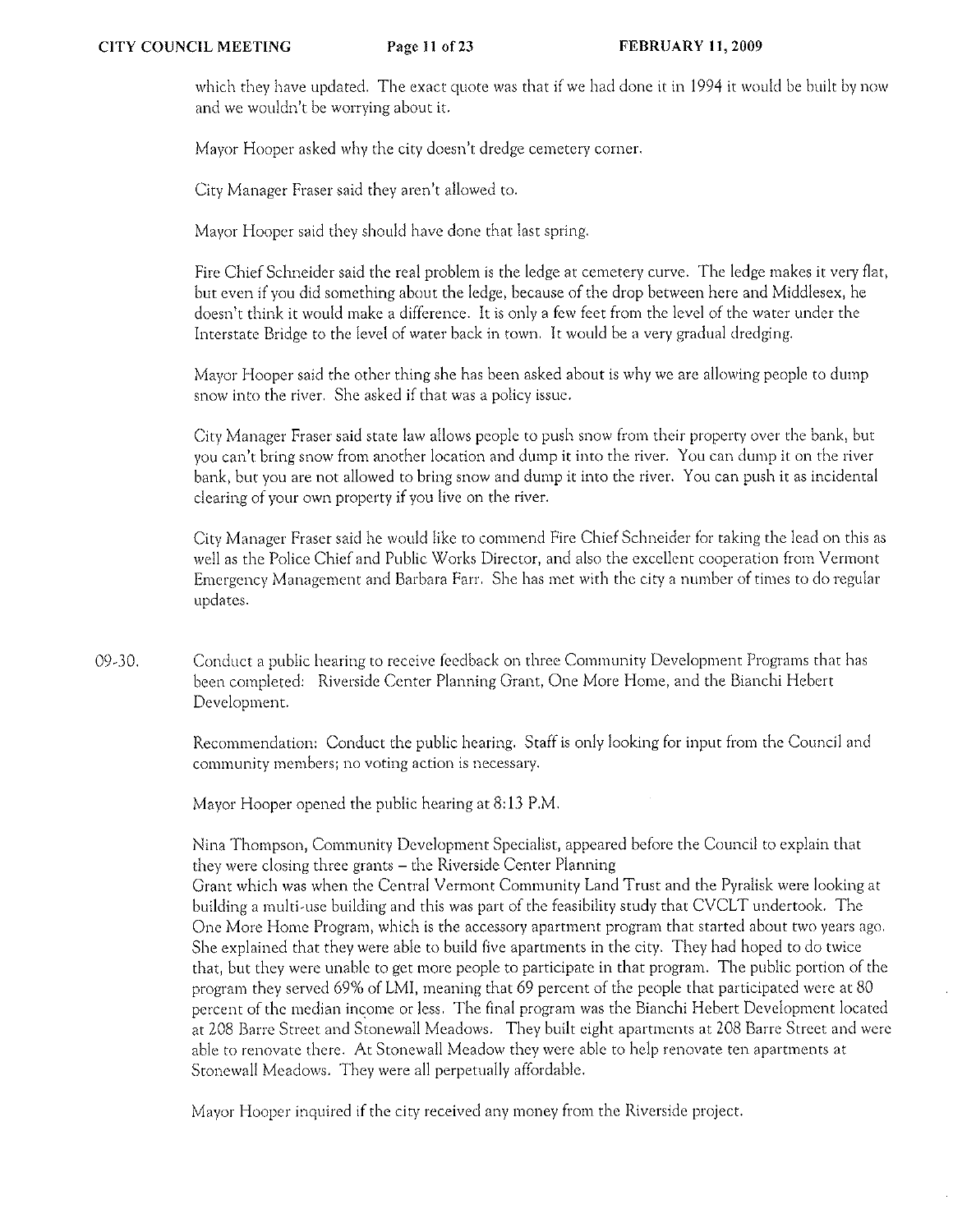which they have updated. The exact quote was that if we had done it in 1994 it would be built by now and we wouldn't be worrying about it.

Mayor Hooper asked why the city doesn't dredge cemetery corner.

City Manager Fraser said they aren't allowed to.

Mayor Hooper said they should have done that last spring.

Fire Chief Schneider said the real problem is the ledge at cemetery curve. The ledge makes it very flat, but even if you did something about the ledge, because of the drop between here and Middlesex, he doesn't think it would make a difference. It is only a few feet from the level of the water under the Interstate Bridge to the level of water back in town. It would be a very gradual dredging.

Mayor Hooper said the other thing she has been asked about is why we are allowing people to dump snow into the river. She asked if that was a policy issue.

City Manager Fraser said state law allows people to push snow from their property over the bank, but you can't bring snow from another location and dump it into the river. You can dump it on the river bank, but you are not allowed to bring snow and dump it into the river. You can push it as incidental clearing of your own property if you live on the river.

City Manager Fraser said he would like to commend Fire Chief Schneider for taking the lead on this as well as the Police Chief and Public Works Director, and also the excellent cooperation from Vermont Emergency Management and Barbara Farr. She has met with the city a number of times to do regular updates.

09-30. Conduct a public hearing to receive feedback on three Community Development Programs that has been completed: Riverside Center Planning Grant, One More Home, and the Bianchi Hebert Development.

Recommendation: Conduct the public hearing. Staff is only looking for input from the Council and community members; no voting action is necessary.

Mayor Hooper opened the public hearing at 8:13 P.M.

Nina Thompson, Community Development Specialist, appeared before the Council to explain that they were closing three grants – the Riverside Center Planning Grant which was when the Central Vermont Community Land Trust and the Pyralisk were looking at building a multi-use building and this was part of the feasibility study that CVCLT undertook. The One More Home Program, which is the accessory apartment program that started about two years ago. She explained that they were able to build five apartments in the city. They had hoped to do twice that, but they were unable to get more people to participate in that program. The public portion of the program they served 69% of LMI, meaning that 69 percent of the people that participated were at 80 percent of the median income or less. The final program was the Bianchi Hebert Development located at 208 Barre Street and Stonewall Meadows. They built eight apartments at 208 Barre Street and were able to renovate there. At Stonewall Meadow they were able to help renovate ten apartments at Stonewall Meadows. They were all perpetually affordable.

Mayor Hooper inquired if the city received any money from the Riverside project.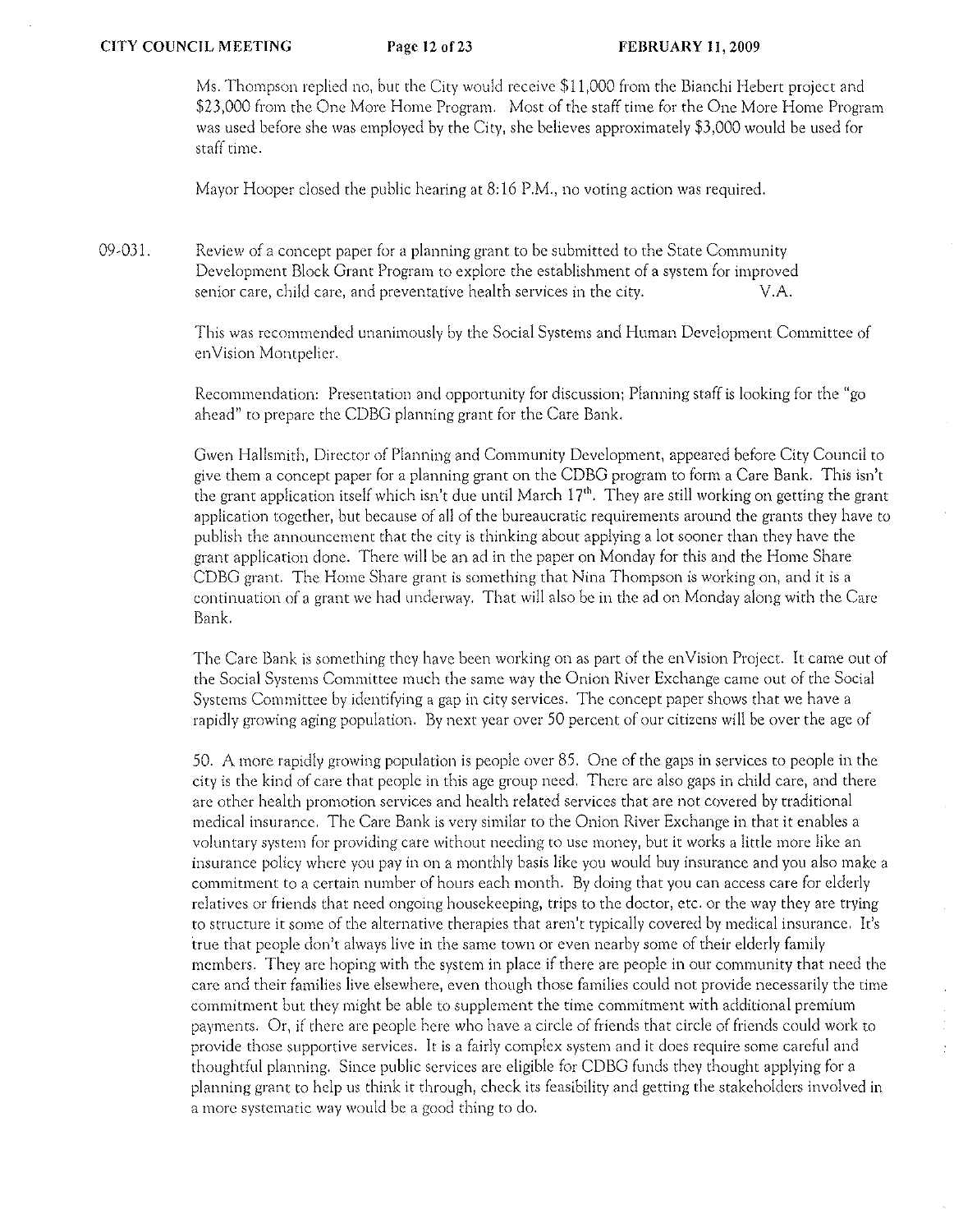Ms. Thompson replied no, but the City would receive $11,000 from the Bianchi Hebert project and $23,000 from the One More Home Program. Most of the staff time for the One More Home Program was used before she was employed by the City, she believes approximately $3,000 would be used for staff time.

Mayor Hooper closed the public hearing at 8:16 P.M., no voting action was required.

09-031. Review of a concept paper for a planning grant to be submitted to the State Community Development Block Grant Program to explore the establishment of a system for improved senior care, child care, and preventative health services in the city. V.A.

This was recommended unanimously by the Social Systems and Human Development Committee of enVision Montpelier.

Recommendation: Presentation and opportunity for discussion; Planning staff is looking for the "go ahead" to prepare the CDBG planning grant for the Care Bank.

Gwen Hallsmith, Director of Planning and Community Development, appeared before City Council to give them a concept paper for a planning grant on the CDBG program to form a Care Bank. This isn't the grant application itself which isn't due until March 17th. They are still working on getting the grant application together, but because of all of the bureaucratic requirements around the grants they have to publish the announcement that the city is thinking about applying a lot sooner than they have the grant application done. There will be an ad in the paper on Monday for this and the Home Share CDBG grant. The Home Share grant is something that Nina Thompson is working on, and it is a continuation of a grant we had underway. That will also be in the ad on Monday along with the Care Bank.

The Care Bank is something they have been working on as part of the enVision Project. It came out of the Social Systems Committee much the same way the Onion River Exchange came out of the Social Systems Committee by identifying a gap in city services. The concept paper shows that we have a rapidly growing aging population. By next year over 50 percent of our citizens will be over the age of 50. A more rapidly growing population is people over 85. One of the gaps in services to people in the city is the kind of care that people in this age group need. There are also gaps in child care, and there are other health promotion services and health related services that are not covered by traditional medical insurance. The Care Bank is very similar to the Onion River Exchange in that it enables a voluntary system for providing care without needing to use money, but it works a little more like an insurance policy where you pay in on a monthly basis like you would buy insurance and you also make a commitment to a certain number of hours each month. By doing that you can access care for elderly relatives or friends that need ongoing housekeeping, trips to the doctor, etc. or the way they are trying to structure it some of the alternative therapies that aren't typically covered by medical insurance. It's true that people don't always live in the same town or even nearby some of their elderly family members. They are hoping with the system in place if there are people in our community that need the care and their families live elsewhere, even though those families could not provide necessarily the time commitment but they might be able to supplement the time commitment with additional premium payments. Or, if there are people here who have a circle of friends that circle of friends could work to provide those supportive services. It is a fairly complex system and it does require some careful and thoughtful planning. Since public services are eligible for CDBG funds they thought applying for a planning grant to help us think it through, check its feasibility and getting the stakeholders involved in a more systematic way would be a good thing to do.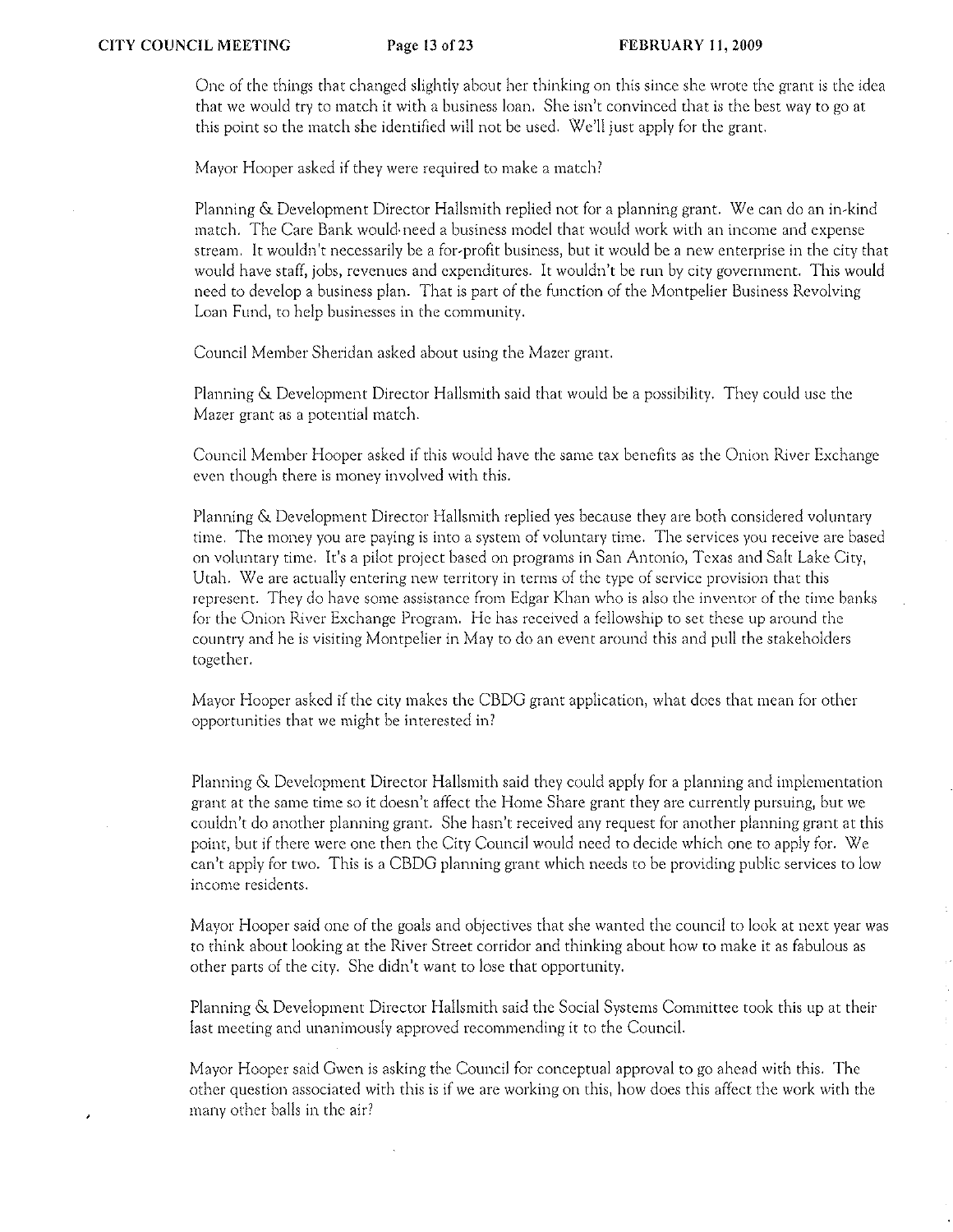One of the things that changed slightly about her thinking on this since she wrote the grant is the idea that we would try to match it with a business loan. She isn't convinced that is the best way to go at this point so the match she identified will not be used. We'll just apply for the grant.

Mayor Hooper asked if they were required to make a match?

Planning & Development Director Hallsmith replied not for a planning grant. We can do an in-kind match. The Care Bank would need a business model that would work with an income and expense stream. It wouldn't necessarily be a for-profit business, but it would be a new enterprise in the city that would have staff, jobs, revenues and expenditures. It wouldn't be run by city government. This would need to develop a business plan. That is part of the function of the Montpelier Business Revolving Loan Fund, to help businesses in the community.

Council Member Sheridan asked about using the Mazer grant.

Planning & Development Director Hallsmith said that would be a possibility. They could use the Mazer grant as a potential match.

Council Member Hooper asked if this would have the same tax benefits as the Onion River Exchange even though there is money involved with this.

Planning & Development Director Hallsmith replied yes because they are both considered voluntary time. The money you are paying is into a system of voluntary time. The services you receive are based on voluntary time. It's a pilot project based on programs in San Antonio, Texas and Salt Lake City, Utah. We are actually entering new territory in terms of the type of service provision that this represent. They do have some assistance from Edgar Khan who is also the inventor of the time banks for the Onion River Exchange Program. He has received a fellowship to set these up around the country and he is visiting Montpelier in May to do an event around this and pull the stakeholders together.

Mayor Hooper asked if the city makes the CBDG grant application, what does that mean for other opportunities that we might be interested in?

Planning & Development Director Hallsmith said they could apply for a planning and implementation grant at the same time so it doesn't affect the Home Share grant they are currently pursuing, but we couldn't do another planning grant. She hasn't received any request for another planning grant at this point, but if there were one then the City Council would need to decide which one to apply for. We can't apply for two. This is a CBDG planning grant which needs to be providing public services to low income residents.

Mayor Hooper said one of the goals and objectives that she wanted the council to look at next year was to think about looking at the River Street corridor and thinking about how to make it as fabulous as other parts of the city. She didn't want to lose that opportunity.

Planning & Development Director Hallsmith said the Social Systems Committee took this up at their last meeting and unanimously approved recommending it to the Council.

Mayor Hooper said Gwen is asking the Council for conceptual approval to go ahead with this. The other question associated with this is if we are working on this, how does this affect the work with the many other balls in the air?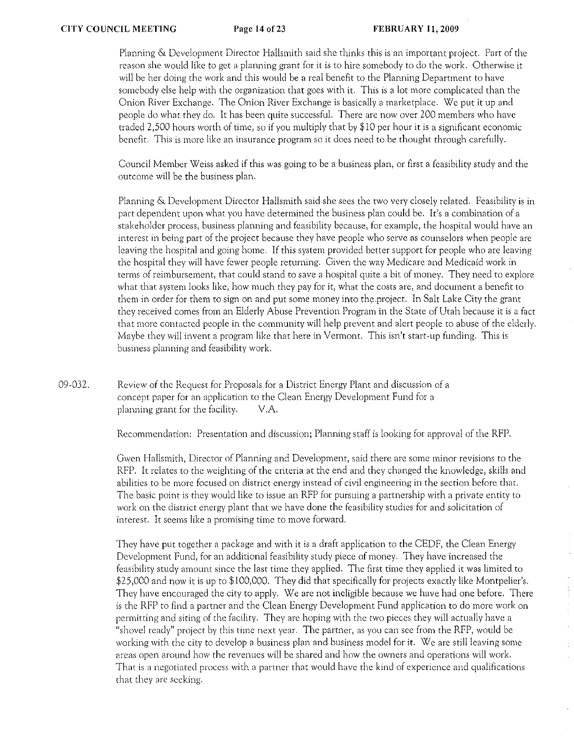Planning & Development Director Hallsmith said she thinks this is an important project. Part of the reason she would like to get a planning grant for it is to hire somebody to do the work. Otherwise it will be her doing the work and this would be a real benefit to the Planning Department to have somebody else help with the organization that goes with it. This is a lot more complicated than the Onion River Exchange. The Onion River Exchange is basically a marketplace. We put it up and people do what they do. It has been quite successful. There are now over 200 members who have traded 2,500 hours worth of time, so if you multiply that by $10 per hour it is a significant economic benefit. This is more like an insurance program so it does need to be thought through carefully.

Council Member Weiss asked if this was going to be a business plan, or first a feasibility study and the outcome will be the business plan.

Planning & Development Director Hallsmith said she sees the two very closely related. Feasibility is in part dependent upon what you have determined the business plan could be. It's a combination of a stakeholder process, business planning and feasibility because, for example, the hospital would have an interest in being part of the project because they have people who serve as counselors when people are leaving the hospital and going home. If this system provided better support for people who are leaving the hospital they will have fewer people returning. Given the way Medicare and Medicaid work in terms of reimbursement, that could stand to save a hospital quite a bit of money. They need to explore what that system looks like, how much they pay for it, what the costs are, and document a benefit to them in order for them to sign on and put some money into the project. In Salt Lake City the grant they received comes from an Elderly Abuse Prevention Program in the State of Utah because it is a fact that more contacted people in the community will help prevent and alert people to abuse of the elderly. Maybe they will invent a program like that here in Vermont. This isn't start-up funding. This is business planning and feasibility work.

09-032. Review of the Request for Proposals for a District Energy Plant and discussion of a concept paper for an application to the Clean Energy Development Fund for a planning grant for the facility. V.A.

Recommendation: Presentation and discussion; Planning staff is looking for approval of the RFP.

Gwen Hallsmith, Director of Planning and Development, said there are some minor revisions to the RFP. It relates to the weighting of the criteria at the end and they changed the knowledge, skills and abilities to be more focused on district energy instead of civil engineering in the section before that. The basic point is they would like to issue an RFP for pursuing a partnership with a private entity to work on the district energy plant that we have done the feasibility studies for and solicitation of interest. It seems like a promising time to move forward.

They have put together a package and with it is a draft application to the CEDF, the Clean Energy Development Fund, for an additional feasibility study piece of money. They have increased the feasibility study amount since the last time they applied. The first time they applied it was limited to $25,000 and now it is up to $100,000. They did that specifically for projects exactly like Montpelier's. They have encouraged the city to apply. We are not ineligible because we have had one before. There is the RFP to find a partner and the Clean Energy Development Fund application to do more work on permitting and siting of the facility. They are hoping with the two pieces they will actually have a "shovel ready" project by this time next year. The partner, as you can see from the RFP, would be working with the city to develop a business plan and business model for it. We are still leaving some areas open around how the revenues will be shared and how the owners and operations will work. That is a negotiated process with a partner that would have the kind of experience and qualifications that they are seeking.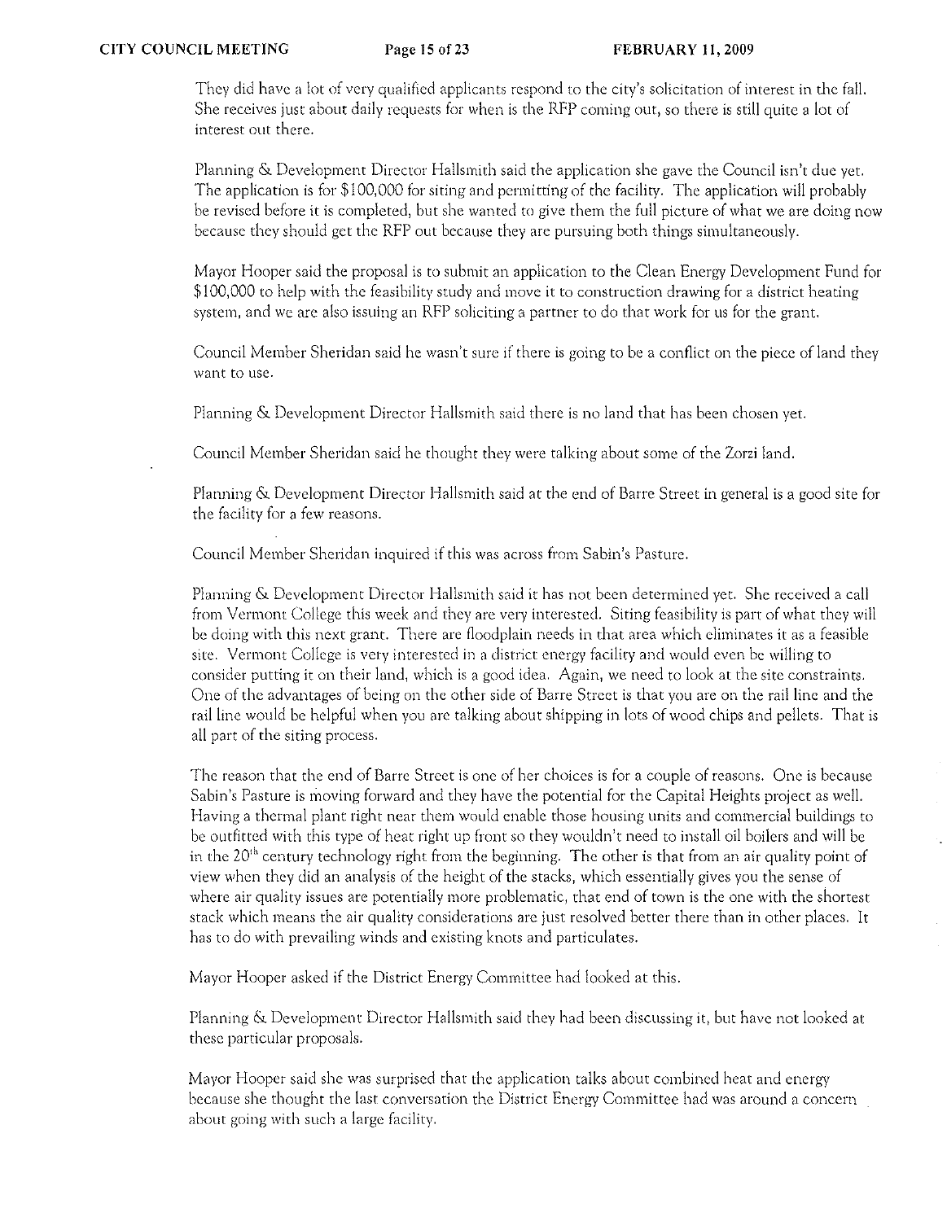They did have a lot of very qualified applicants respond to the city's solicitation of interest in the fall. She receives just about daily requests for when is the RFP coming out, so there is still quite a lot of interest out there.

Planning & Development Director Hallsmith said the application she gave the Council isn't due yet. The application is for $100,000 for siting and permitting of the facility. The application will probably be revised before it is completed, but she wanted to give them the full picture of what we are doing now because they should get the RFP out because they are pursuing both things simultaneously.

Mayor Hooper said the proposal is to submit an application to the Clean Energy Development Fund for $100,000 to help with the feasibility study and move it to construction drawing for a district heating system, and we are also issuing an RFP soliciting a partner to do that work for us for the grant.

Council Member Sheridan said he wasn't sure if there is going to be a conflict on the piece of land they want to use.

Planning & Development Director Hallsmith said there is no land that has been chosen yet.

Council Member Sheridan said he thought they were talking about some of the Zorzi land.

Planning & Development Director Hallsmith said at the end of Barre Street in general is a good site for the facility for a few reasons.

Council Member Sheridan inquired if this was across from Sabin's Pasture.

Planning & Development Director Hallsmith said it has not been determined yet. She received a call from Vermont College this week and they are very interested. Siting feasibility is part of what they will be doing with this next grant. There are floodplain needs in that area which eliminates it as a feasible site. Vermont College is very interested in a district energy facility and would even be willing to consider putting it on their land, which is a good idea. Again, we need to look at the site constraints. One of the advantages of being on the other side of Barre Street is that you are on the rail line and the rail line would be helpful when you are talking about shipping in lots of wood chips and pellets. That is all part of the siting process.

The reason that the end of Barre Street is one of her choices is for a couple of reasons. One is because Sabin's Pasture is moving forward and they have the potential for the Capital Heights project as well. Having a thermal plant right near them would enable those housing units and commercial buildings to be outfitted with this type of heat right up front so they wouldn't need to install oil boilers and will be in the 20th century technology right from the beginning. The other is that from an air quality point of view when they did an analysis of the height of the stacks, which essentially gives you the sense of where air quality issues are potentially more problematic, that end of town is the one with the shortest stack which means the air quality considerations are just resolved better there than in other places. It has to do with prevailing winds and existing knots and particulates.

Mayor Hooper asked if the District Energy Committee had looked at this.

Planning & Development Director Hallsmith said they had been discussing it, but have not looked at these particular proposals.

Mayor Hooper said she was surprised that the application talks about combined heat and energy because she thought the last conversation the District Energy Committee had was around a concern about going with such a large facility.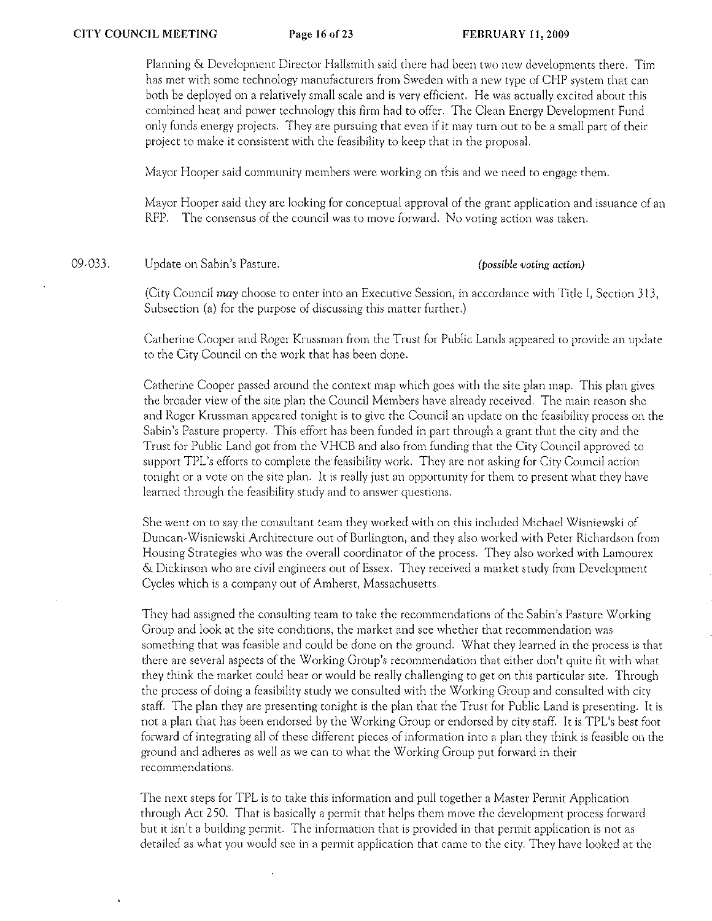Planning & Development Director Hallsmith said there had been two new developments there. Tim has met with some technology manufacturers from Sweden with a new type of CHP system that can both be deployed on a relatively small scale and is very efficient. He was actually excited about this combined heat and power technology this firm had to offer. The Clean Energy Development Fund only funds energy projects. They are pursuing that even if it may turn out to be a small part of their project to make it consistent with the feasibility to keep that in the proposal.

Mayor Hooper said community members were working on this and we need to engage them.

Mayor Hooper said they are looking for conceptual approval of the grant application and issuance of an RFP. The consensus of the council was to move forward. No voting action was taken.

09-033. Update on Sabin's Pasture. *(possible voting action)*

(City Council *may* choose to enter into an Executive Session, in accordance with Title I, Section 313, Subsection (a) for the purpose of discussing this matter further.)

Catherine Cooper and Roger Krussman from the Trust for Public Lands appeared to provide an update to the City Council on the work that has been done.

Catherine Cooper passed around the context map which goes with the site plan map. This plan gives the broader view of the site plan the Council Members have already received. The main reason she and Roger Krussman appeared tonight is to give the Council an update on the feasibility process on the Sabin's Pasture property. This effort has been funded in part through a grant that the city and the Trust for Public Land got from the VHCB and also from funding that the City Council approved to support TPL's efforts to complete the feasibility work. They are not asking for City Council action tonight or a vote on the site plan. It is really just an opportunity for them to present what they have learned through the feasibility study and to answer questions.

She went on to say the consultant team they worked with on this included Michael Wisniewski of Duncan-Wisniewski Architecture out of Burlington, and they also worked with Peter Richardson from Housing Strategies who was the overall coordinator of the process. They also worked with Lamourex & Dickinson who are civil engineers out of Essex. They received a market study from Development Cycles which is a company out of Amherst, Massachusetts.

They had assigned the consulting team to take the recommendations of the Sabin's Pasture Working Group and look at the site conditions, the market and see whether that recommendation was something that was feasible and could be done on the ground. What they learned in the process is that there are several aspects of the Working Group's recommendation that either don't quite fit with what they think the market could bear or would be really challenging to get on this particular site. Through the process of doing a feasibility study we consulted with the Working Group and consulted with city staff. The plan they are presenting tonight is the plan that the Trust for Public Land is presenting. It is not a plan that has been endorsed by the Working Group or endorsed by city staff. It is TPL's best foot forward of integrating all of these different pieces of information into a plan they think is feasible on the ground and adheres as well as we can to what the Working Group put forward in their recommendations.

The next steps for TPL is to take this information and pull together a Master Permit Application through Act 250. That is basically a permit that helps them move the development process forward but it isn't a building permit. The information that is provided in that permit application is not as detailed as what you would see in a permit application that came to the city. They have looked at the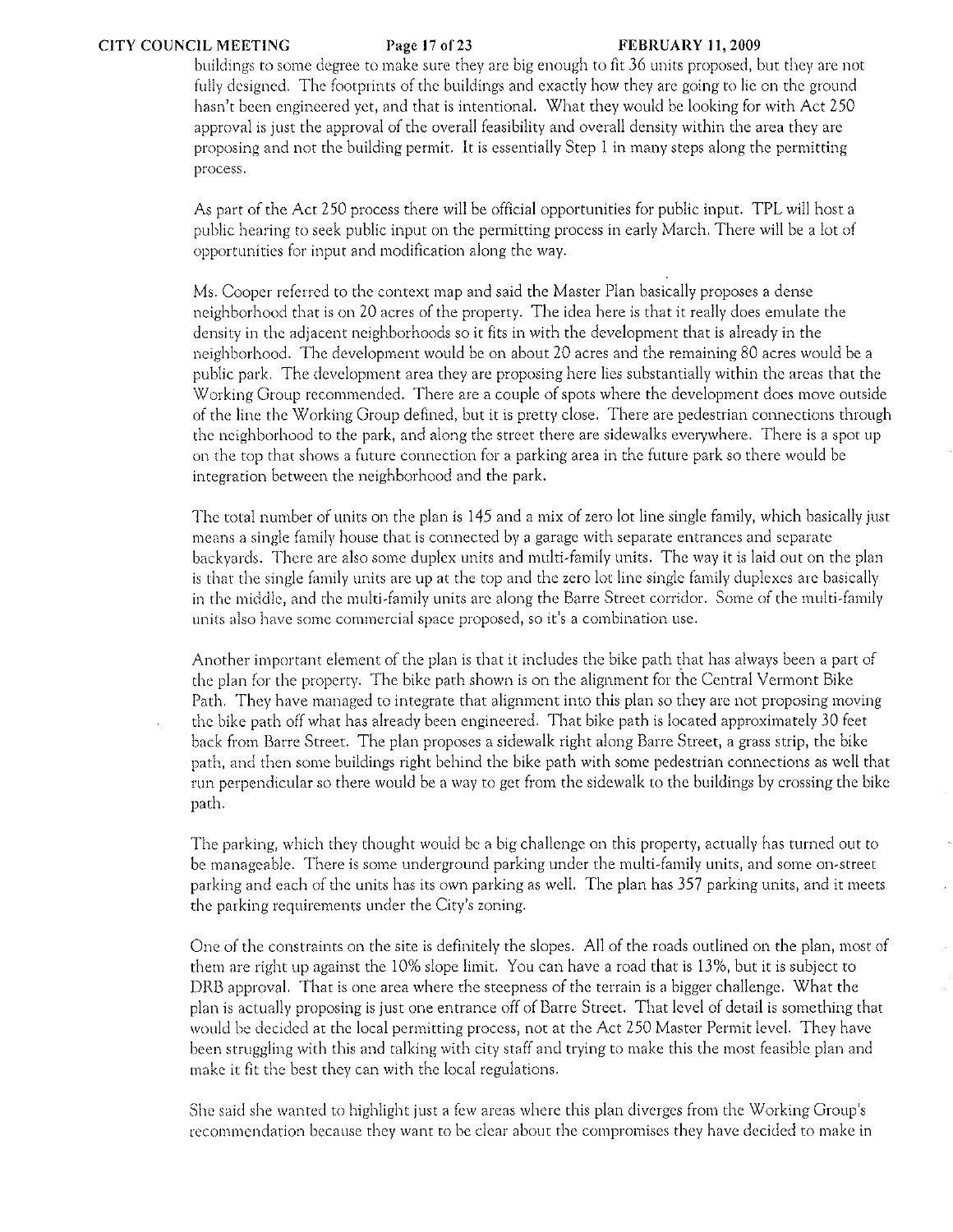buildings to some degree to make sure they are big enough to fit 36 units proposed, but they are not fully designed. The footprints of the buildings and exactly how they are going to lie on the ground hasn't been engineered yet, and that is intentional. What they would be looking for with Act 250 approval is just the approval of the overall feasibility and overall density within the area they are proposing and not the building permit. It is essentially Step 1 in many steps along the permitting process.

As part of the Act 250 process there will be official opportunities for public input. TPL will host a public hearing to seek public input on the permitting process in early March. There will be a lot of opportunities for input and modification along the way.

Ms. Cooper referred to the context map and said the Master Plan basically proposes a dense neighborhood that is on 20 acres of the property. The idea here is that it really does emulate the density in the adjacent neighborhoods so it fits in with the development that is already in the neighborhood. The development would be on about 20 acres and the remaining 80 acres would be a public park. The development area they are proposing here lies substantially within the areas that the Working Group recommended. There are a couple of spots where the development does move outside of the line the Working Group defined, but it is pretty close. There are pedestrian connections through the neighborhood to the park, and along the street there are sidewalks everywhere. There is a spot up on the top that shows a future connection for a parking area in the future park so there would be integration between the neighborhood and the park.

The total number of units on the plan is 145 and a mix of zero lot line single family, which basically just means a single family house that is connected by a garage with separate entrances and separate backyards. There are also some duplex units and multi-family units. The way it is laid out on the plan is that the single family units are up at the top and the zero lot line single family duplexes are basically in the middle, and the multi-family units are along the Barre Street corridor. Some of the multi-family units also have some commercial space proposed, so it's a combination use.

Another important element of the plan is that it includes the bike path that has always been a part of the plan for the property. The bike path shown is on the alignment for the Central Vermont Bike Path. They have managed to integrate that alignment into this plan so they are not proposing moving the bike path off what has already been engineered. That bike path is located approximately 30 feet back from Barre Street. The plan proposes a sidewalk right along Barre Street, a grass strip, the bike path, and then some buildings right behind the bike path with some pedestrian connections as well that run perpendicular so there would be a way to get from the sidewalk to the buildings by crossing the bike path.

The parking, which they thought would be a big challenge on this property, actually has turned out to be manageable. There is some underground parking under the multi-family units, and some on-street parking and each of the units has its own parking as well. The plan has 357 parking units, and it meets the parking requirements under the City's zoning.

One of the constraints on the site is definitely the slopes. All of the roads outlined on the plan, most of them are right up against the 10% slope limit. You can have a road that is 13%, but it is subject to DRB approval. That is one area where the steepness of the terrain is a bigger challenge. What the plan is actually proposing is just one entrance off of Barre Street. That level of detail is something that would be decided at the local permitting process, not at the Act 250 Master Permit level. They have been struggling with this and talking with city staff and trying to make this the most feasible plan and make it fit the best they can with the local regulations.

She said she wanted to highlight just a few areas where this plan diverges from the Working Group's recommendation because they want to be clear about the compromises they have decided to make in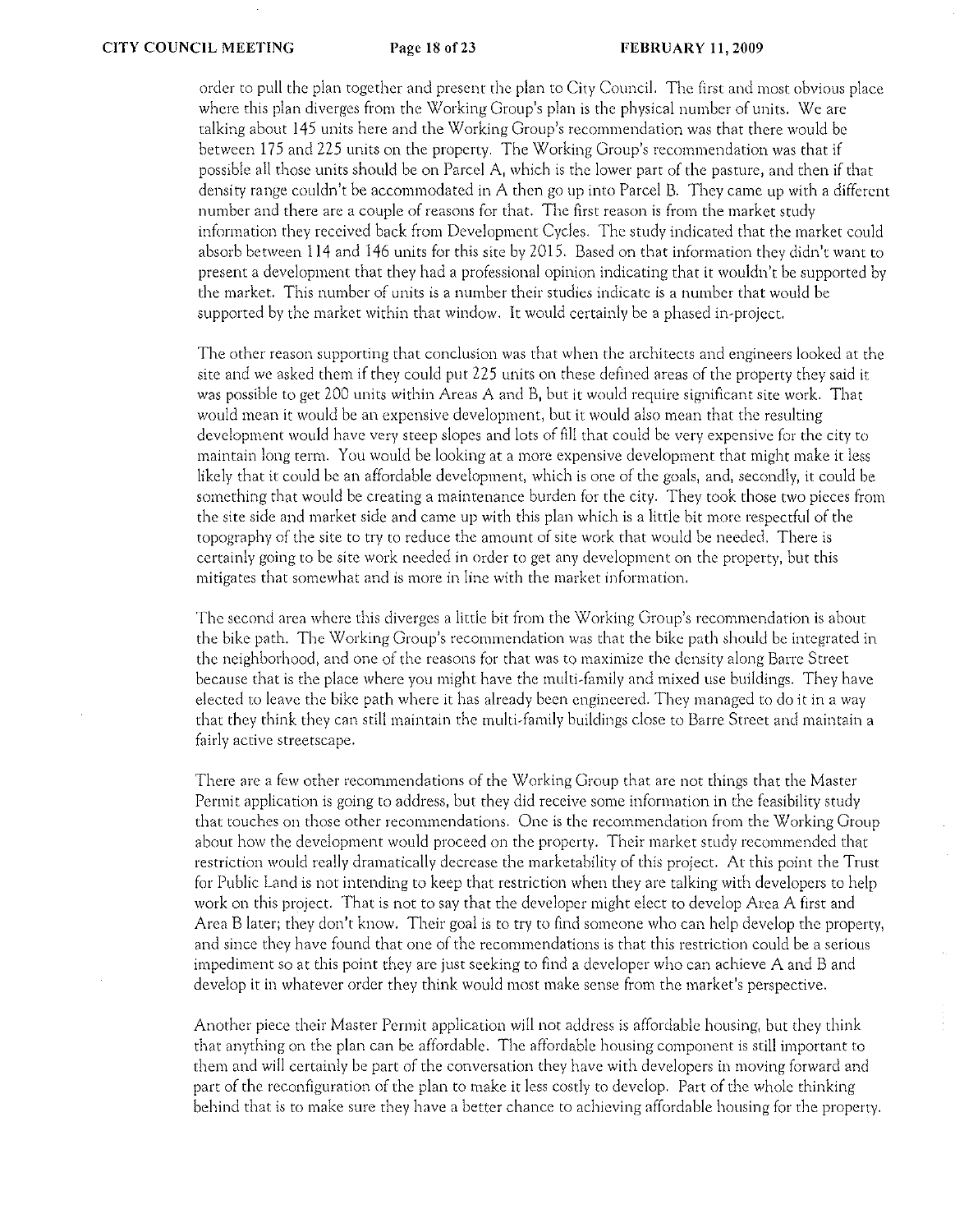order to pull the plan together and present the plan to City Council. The first and most obvious place where this plan diverges from the Working Group's plan is the physical number of units. We are talking about 145 units here and the Working Group's recommendation was that there would be between 175 and 225 units on the property. The Working Group's recommendation was that if possible all those units should be on Parcel A, which is the lower part of the pasture, and then if that density range couldn't be accommodated in A then go up into Parcel B. They came up with a different number and there are a couple of reasons for that. The first reason is from the market study information they received back from Development Cycles. The study indicated that the market could absorb between 114 and 146 units for this site by 2015. Based on that information they didn't want to present a development that they had a professional opinion indicating that it wouldn't be supported by the market. This number of units is a number their studies indicate is a number that would be supported by the market within that window. It would certainly be a phased in-project.

The other reason supporting that conclusion was that when the architects and engineers looked at the site and we asked them if they could put 225 units on these defined areas of the property they said it was possible to get 200 units within Areas A and B, but it would require significant site work. That would mean it would be an expensive development, but it would also mean that the resulting development would have very steep slopes and lots of fill that could be very expensive for the city to maintain long term. You would be looking at a more expensive development that might make it less likely that it could be an affordable development, which is one of the goals, and, secondly, it could be something that would be creating a maintenance burden for the city. They took those two pieces from the site side and market side and came up with this plan which is a little bit more respectful of the topography of the site to try to reduce the amount of site work that would be needed. There is certainly going to be site work needed in order to get any development on the property, but this mitigates that somewhat and is more in line with the market information.

The second area where this diverges a little bit from the Working Group's recommendation is about the bike path. The Working Group's recommendation was that the bike path should be integrated in the neighborhood, and one of the reasons for that was to maximize the density along Barre Street because that is the place where you might have the multi-family and mixed use buildings. They have elected to leave the bike path where it has already been engineered. They managed to do it in a way that they think they can still maintain the multi-family buildings close to Barre Street and maintain a fairly active streetscape.

There are a few other recommendations of the Working Group that are not things that the Master Permit application is going to address, but they did receive some information in the feasibility study that touches on those other recommendations. One is the recommendation from the Working Group about how the development would proceed on the property. Their market study recommended that restriction would really dramatically decrease the marketability of this project. At this point the Trust for Public Land is not intending to keep that restriction when they are talking with developers to help work on this project. That is not to say that the developer might elect to develop Area A first and Area B later; they don't know. Their goal is to try to find someone who can help develop the property, and since they have found that one of the recommendations is that this restriction could be a serious impediment so at this point they are just seeking to find a developer who can achieve A and B and develop it in whatever order they think would most make sense from the market's perspective.

Another piece their Master Permit application will not address is affordable housing, but they think that anything on the plan can be affordable. The affordable housing component is still important to them and will certainly be part of the conversation they have with developers in moving forward and part of the reconfiguration of the plan to make it less costly to develop. Part of the whole thinking behind that is to make sure they have a better chance to achieving affordable housing for the property.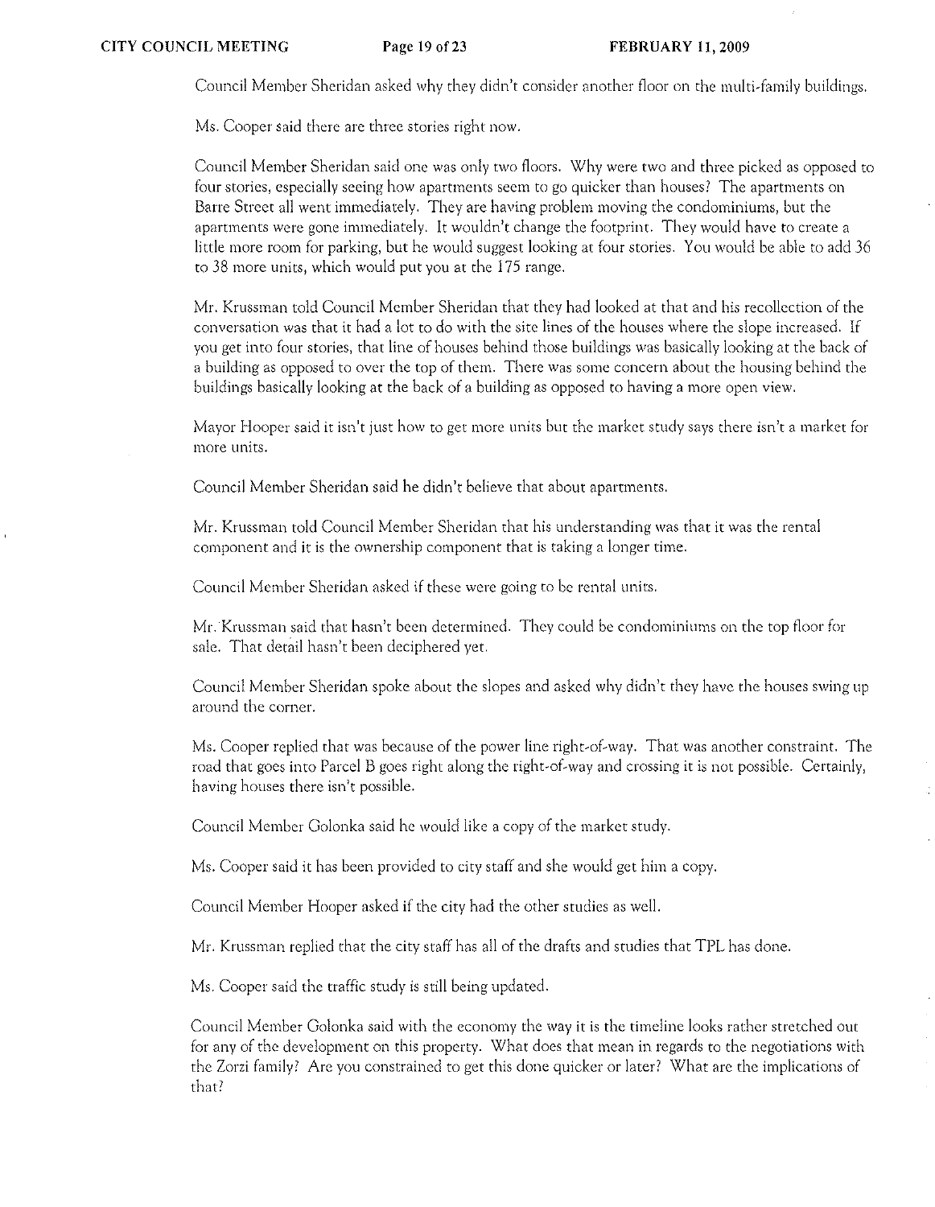Council Member Sheridan asked why they didn't consider another floor on the multi-family buildings.

Ms. Cooper said there are three stories right now.

Council Member Sheridan said one was only two floors. Why were two and three picked as opposed to four stories, especially seeing how apartments seem to go quicker than houses? The apartments on Barre Street all went immediately. They are having problem moving the condominiums, but the apartments were gone immediately. It wouldn't change the footprint. They would have to create a little more room for parking, but he would suggest looking at four stories. You would be able to add 36 to 38 more units, which would put you at the 175 range.

Mr. Krussman told Council Member Sheridan that they had looked at that and his recollection of the conversation was that it had a lot to do with the site lines of the houses where the slope increased. If you get into four stories, that line of houses behind those buildings was basically looking at the back of a building as opposed to over the top of them. There was some concern about the housing behind the buildings basically looking at the back of a building as opposed to having a more open view.

Mayor Hooper said it isn't just how to get more units but the market study says there isn't a market for more units.

Council Member Sheridan said he didn't believe that about apartments.

Mr. Krussman told Council Member Sheridan that his understanding was that it was the rental component and it is the ownership component that is taking a longer time.

Council Member Sheridan asked if these were going to be rental units.

Mr. Krussman said that hasn't been determined. They could be condominiums on the top floor for sale. That detail hasn't been deciphered yet.

Council Member Sheridan spoke about the slopes and asked why didn't they have the houses swing up around the corner.

Ms. Cooper replied that was because of the power line right-of-way. That was another constraint. The road that goes into Parcel B goes right along the right-of-way and crossing it is not possible. Certainly, having houses there isn't possible.

Council Member Golonka said he would like a copy of the market study.

Ms. Cooper said it has been provided to city staff and she would get him a copy.

Council Member Hooper asked if the city had the other studies as well.

Mr. Krussman replied that the city staff has all of the drafts and studies that TPL has done.

Ms. Cooper said the traffic study is still being updated.

Council Member Golonka said with the economy the way it is the timeline looks rather stretched out for any of the development on this property. What does that mean in regards to the negotiations with the Zorzi family? Are you constrained to get this done quicker or later? What are the implications of that?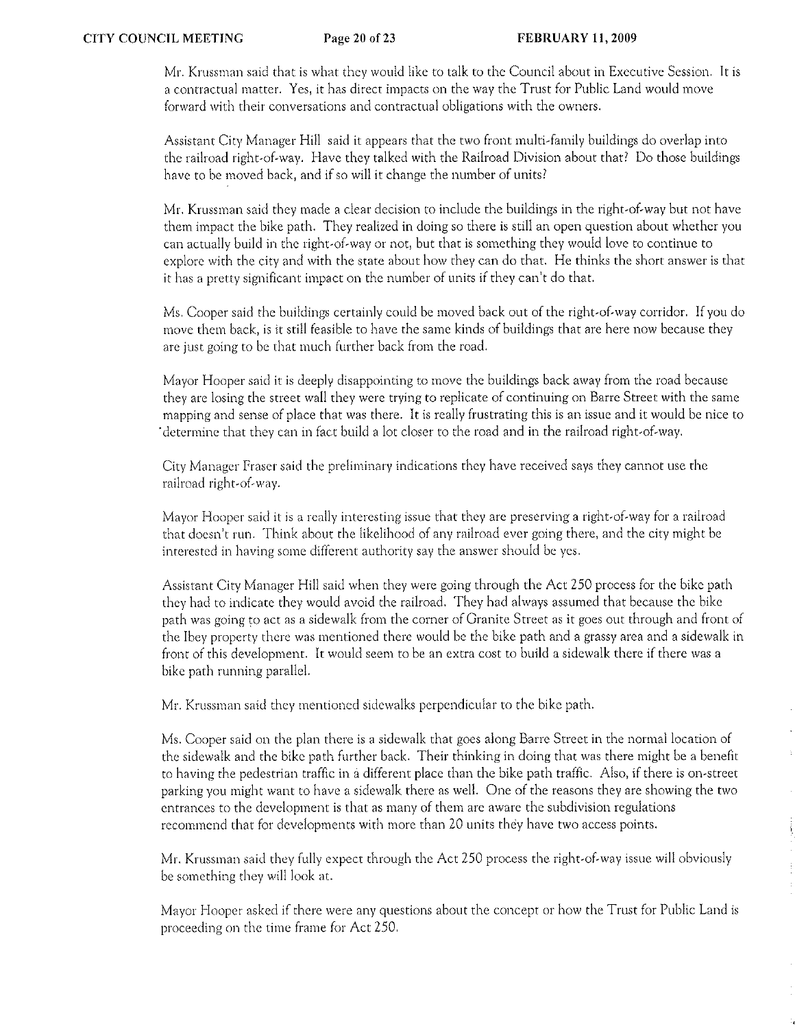Mr. Krussman said that is what they would like to talk to the Council about in Executive Session. It is a contractual matter. Yes, it has direct impacts on the way the Trust for Public Land would move forward with their conversations and contractual obligations with the owners.

Assistant City Manager Hill said it appears that the two front multi-family buildings do overlap into the railroad right-of-way. Have they talked with the Railroad Division about that? Do those buildings have to be moved back, and if so will it change the number of units?

Mr. Krussman said they made a clear decision to include the buildings in the right-of-way but not have them impact the bike path. They realized in doing so there is still an open question about whether you can actually build in the right-of-way or not, but that is something they would love to continue to explore with the city and with the state about how they can do that. He thinks the short answer is that it has a pretty significant impact on the number of units if they can't do that.

Ms. Cooper said the buildings certainly could be moved back out of the right-of-way corridor. If you do move them back, is it still feasible to have the same kinds of buildings that are here now because they are just going to be that much further back from the road.

Mayor Hooper said it is deeply disappointing to move the buildings back away from the road because they are losing the street wall they were trying to replicate of continuing on Barre Street with the same mapping and sense of place that was there. It is really frustrating this is an issue and it would be nice to determine that they can in fact build a lot closer to the road and in the railroad right-of-way.

City Manager Fraser said the preliminary indications they have received says they cannot use the railroad right-of-way.

Mayor Hooper said it is a really interesting issue that they are preserving a right-of-way for a railroad that doesn't run. Think about the likelihood of any railroad ever going there, and the city might be interested in having some different authority say the answer should be yes.

Assistant City Manager Hill said when they were going through the Act 250 process for the bike path they had to indicate they would avoid the railroad. They had always assumed that because the bike path was going to act as a sidewalk from the corner of Granite Street as it goes out through and front of the Ibey property there was mentioned there would be the bike path and a grassy area and a sidewalk in front of this development. It would seem to be an extra cost to build a sidewalk there if there was a bike path running parallel.

Mr. Krussman said they mentioned sidewalks perpendicular to the bike path.

Ms. Cooper said on the plan there is a sidewalk that goes along Barre Street in the normal location of the sidewalk and the bike path further back. Their thinking in doing that was there might be a benefit to having the pedestrian traffic in a different place than the bike path traffic. Also, if there is on-street parking you might want to have a sidewalk there as well. One of the reasons they are showing the two entrances to the development is that as many of them are aware the subdivision regulations recommend that for developments with more than 20 units they have two access points.

Mr. Krussman said they fully expect through the Act 250 process the right-of-way issue will obviously be something they will look at.

Mayor Hooper asked if there were any questions about the concept or how the Trust for Public Land is proceeding on the time frame for Act 250.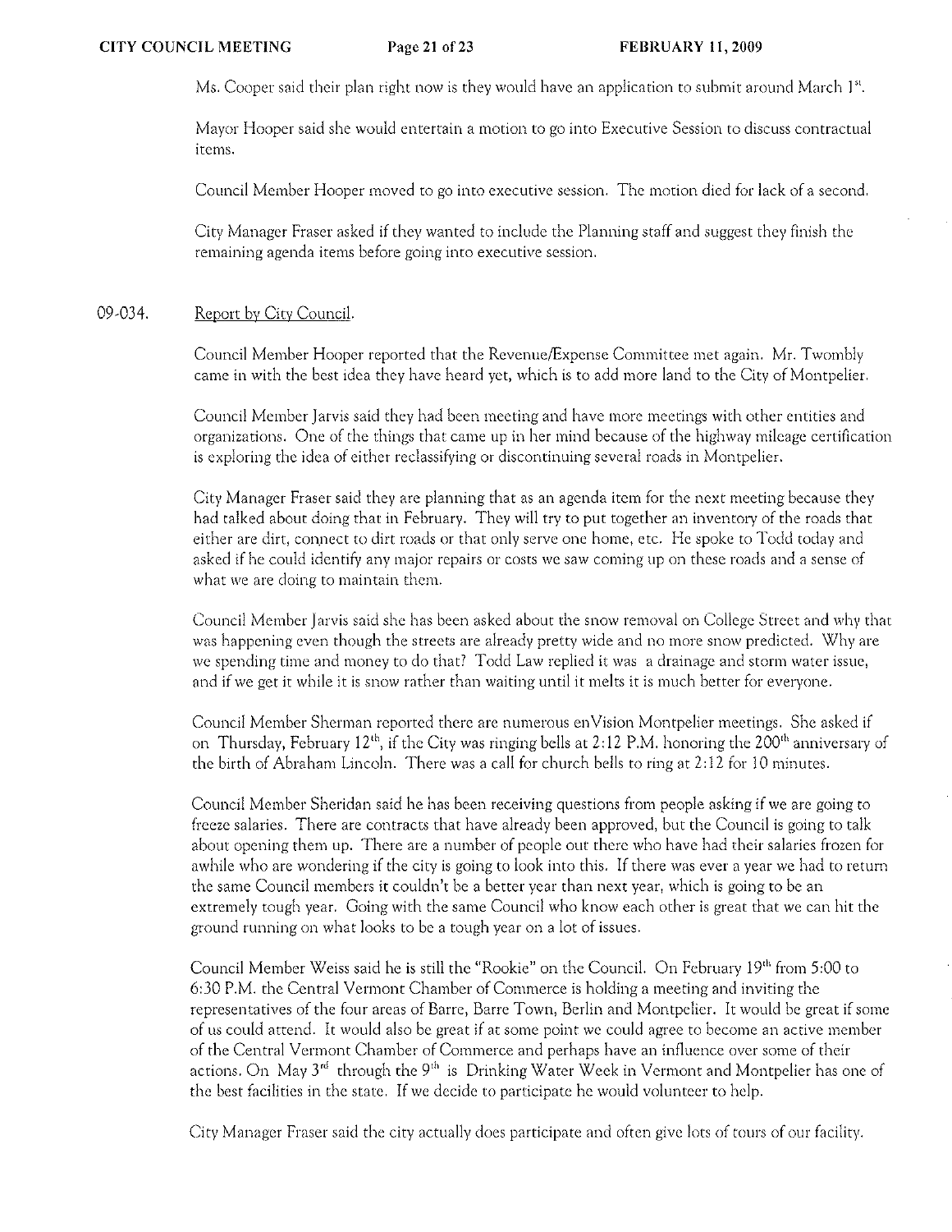Ms. Cooper said their plan right now is they would have an application to submit around March 1st.

Mayor Hooper said she would entertain a motion to go into Executive Session to discuss contractual items.

Council Member Hooper moved to go into executive session. The motion died for lack of a second.

City Manager Fraser asked if they wanted to include the Planning staff and suggest they finish the remaining agenda items before going into executive session.

09-034. Report by City Council.

Council Member Hooper reported that the Revenue/Expense Committee met again. Mr. Twombly came in with the best idea they have heard yet, which is to add more land to the City of Montpelier.

Council Member Jarvis said they had been meeting and have more meetings with other entities and organizations. One of the things that came up in her mind because of the highway mileage certification is exploring the idea of either reclassifying or discontinuing several roads in Montpelier.

City Manager Fraser said they are planning that as an agenda item for the next meeting because they had talked about doing that in February. They will try to put together an inventory of the roads that either are dirt, connect to dirt roads or that only serve one home, etc. He spoke to Todd today and asked if he could identify any major repairs or costs we saw coming up on these roads and a sense of what we are doing to maintain them.

Council Member Jarvis said she has been asked about the snow removal on College Street and why that was happening even though the streets are already pretty wide and no more snow predicted. Why are we spending time and money to do that? Todd Law replied it was a drainage and storm water issue, and if we get it while it is snow rather than waiting until it melts it is much better for everyone.

Council Member Sherman reported there are numerous enVision Montpelier meetings. She asked if on Thursday, February 12th, if the City was ringing bells at 2:12 P.M. honoring the 200th anniversary of the birth of Abraham Lincoln. There was a call for church bells to ring at 2:12 for 10 minutes.

Council Member Sheridan said he has been receiving questions from people asking if we are going to freeze salaries. There are contracts that have already been approved, but the Council is going to talk about opening them up. There are a number of people out there who have had their salaries frozen for awhile who are wondering if the city is going to look into this. If there was ever a year we had to return the same Council members it couldn't be a better year than next year, which is going to be an extremely tough year. Going with the same Council who know each other is great that we can hit the ground running on what looks to be a tough year on a lot of issues.

Council Member Weiss said he is still the "Rookie" on the Council. On February 19th from 5:00 to 6:30 P.M. the Central Vermont Chamber of Commerce is holding a meeting and inviting the representatives of the four areas of Barre, Barre Town, Berlin and Montpelier. It would be great if some of us could attend. It would also be great if at some point we could agree to become an active member of the Central Vermont Chamber of Commerce and perhaps have an influence over some of their actions. On May 3rd through the 9th is Drinking Water Week in Vermont and Montpelier has one of the best facilities in the state. If we decide to participate he would volunteer to help.

City Manager Fraser said the city actually does participate and often give lots of tours of our facility.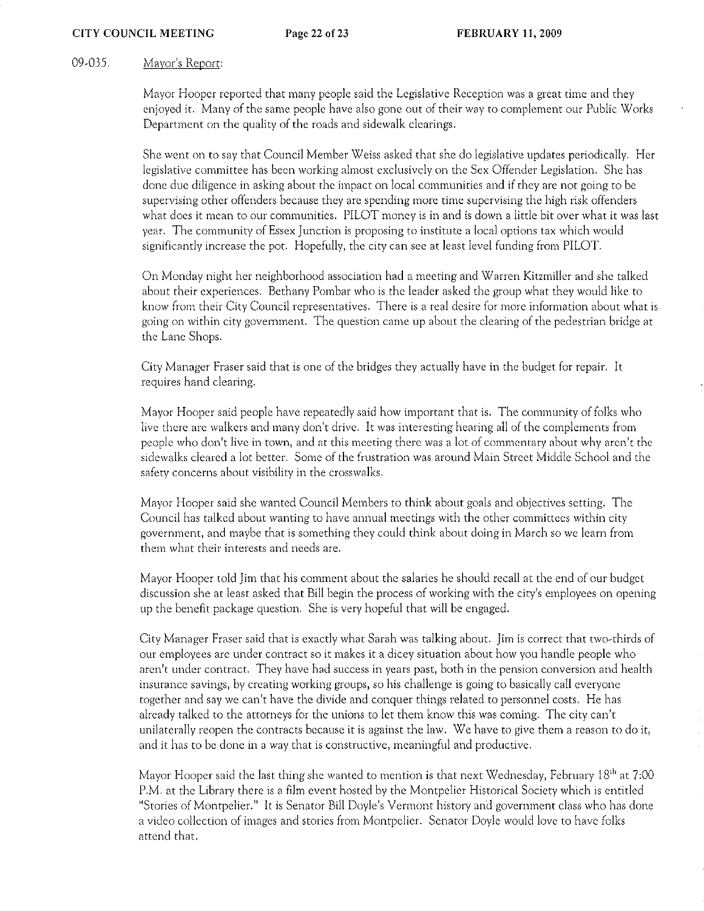09-035. Mayor's Report:

Mayor Hooper reported that many people said the Legislative Reception was a great time and they enjoyed it. Many of the same people have also gone out of their way to complement our Public Works Department on the quality of the roads and sidewalk clearings.

She went on to say that Council Member Weiss asked that she do legislative updates periodically. Her legislative committee has been working almost exclusively on the Sex Offender Legislation. She has done due diligence in asking about the impact on local communities and if they are not going to be supervising other offenders because they are spending more time supervising the high risk offenders what does it mean to our communities. PILOT money is in and is down a little bit over what it was last year. The community of Essex Junction is proposing to institute a local options tax which would significantly increase the pot. Hopefully, the city can see at least level funding from PILOT.

On Monday night her neighborhood association had a meeting and Warren Kitzmiller and she talked about their experiences. Bethany Pombar who is the leader asked the group what they would like to know from their City Council representatives. There is a real desire for more information about what is going on within city government. The question came up about the clearing of the pedestrian bridge at the Lane Shops.

City Manager Fraser said that is one of the bridges they actually have in the budget for repair. It requires hand clearing.

Mayor Hooper said people have repeatedly said how important that is. The community of folks who live there are walkers and many don't drive. It was interesting hearing all of the complements from people who don't live in town, and at this meeting there was a lot of commentary about why aren't the sidewalks cleared a lot better. Some of the frustration was around Main Street Middle School and the safety concerns about visibility in the crosswalks.

Mayor Hooper said she wanted Council Members to think about goals and objectives setting. The Council has talked about wanting to have annual meetings with the other committees within city government, and maybe that is something they could think about doing in March so we learn from them what their interests and needs are.

Mayor Hooper told Jim that his comment about the salaries he should recall at the end of our budget discussion she at least asked that Bill begin the process of working with the city's employees on opening up the benefit package question. She is very hopeful that will be engaged.

City Manager Fraser said that is exactly what Sarah was talking about. Jim is correct that two-thirds of our employees are under contract so it makes it a dicey situation about how you handle people who aren't under contract. They have had success in years past, both in the pension conversion and health insurance savings, by creating working groups, so his challenge is going to basically call everyone together and say we can't have the divide and conquer things related to personnel costs. He has already talked to the attorneys for the unions to let them know this was coming. The city can't unilaterally reopen the contracts because it is against the law. We have to give them a reason to do it, and it has to be done in a way that is constructive, meaningful and productive.

Mayor Hooper said the last thing she wanted to mention is that next Wednesday, February 18th at 7:00 P.M. at the Library there is a film event hosted by the Montpelier Historical Society which is entitled "Stories of Montpelier." It is Senator Bill Doyle's Vermont history and government class who has done a video collection of images and stories from Montpelier. Senator Doyle would love to have folks attend that.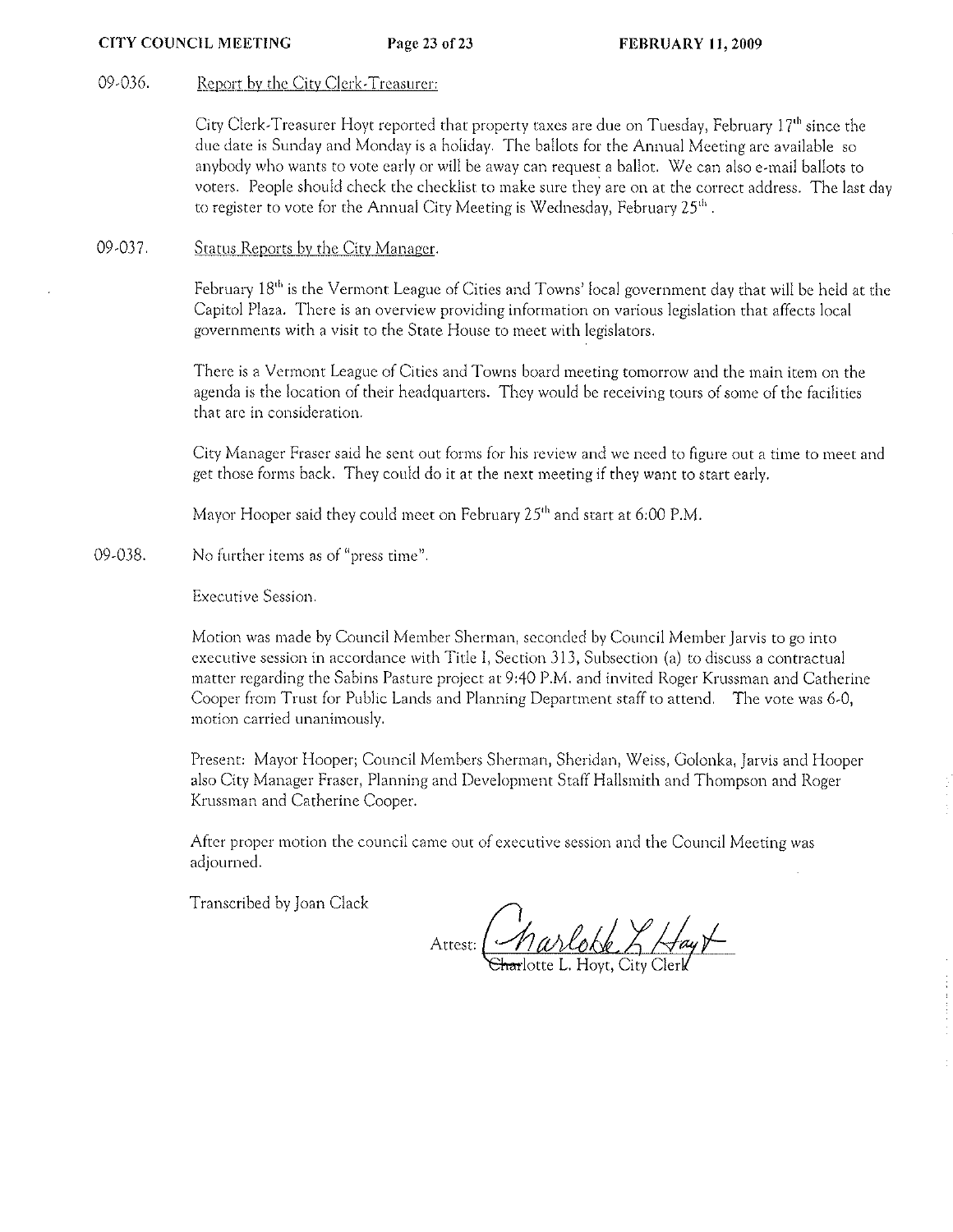09-036. Report by the City Clerk-Treasurer:

City Clerk-Treasurer Hoyt reported that property taxes are due on Tuesday, February 17th since the due date is Sunday and Monday is a holiday. The ballots for the Annual Meeting are available so anybody who wants to vote early or will be away can request a ballot. We can also e-mail ballots to voters. People should check the checklist to make sure they are on at the correct address. The last day to register to vote for the Annual City Meeting is Wednesday, February 25th.

09-037. Status Reports by the City Manager.

February 18th is the Vermont League of Cities and Towns' local government day that will be held at the Capitol Plaza. There is an overview providing information on various legislation that affects local governments with a visit to the State House to meet with legislators.

There is a Vermont League of Cities and Towns board meeting tomorrow and the main item on the agenda is the location of their headquarters. They would be receiving tours of some of the facilities that are in consideration.

City Manager Fraser said he sent out forms for his review and we need to figure out a time to meet and get those forms back. They could do it at the next meeting if they want to start early.

Mayor Hooper said they could meet on February 25th and start at 6:00 P.M.

09-038. No further items as of "press time".

Executive Session.

Motion was made by Council Member Sherman, seconded by Council Member Jarvis to go into executive session in accordance with Title I, Section 313, Subsection (a) to discuss a contractual matter regarding the Sabins Pasture project at 9:40 P.M. and invited Roger Krussman and Catherine Cooper from Trust for Public Lands and Planning Department staff to attend. The vote was 6-0, motion carried unanimously.

Present: Mayor Hooper; Council Members Sherman, Sheridan, Weiss, Golonka, Jarvis and Hooper also City Manager Fraser, Planning and Development Staff Hallsmith and Thompson and Roger Krussman and Catherine Cooper.

After proper motion the council came out of executive session and the Council Meeting was adjourned.

Transcribed by Joan Clack

Attest: Charlotte L. Hoyt, City Clerk